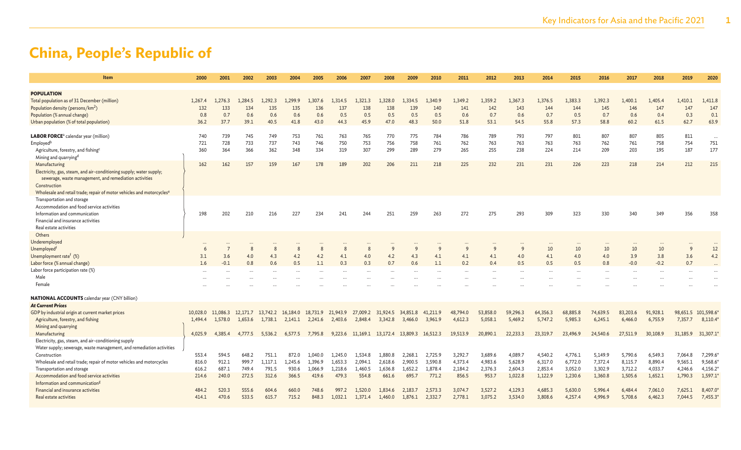# China, People's Republic of

| Item | 2000 | 2001 | 2002 | 2003 | 2004 | 2005 | 2006 | 2007 | 2008 | 2009 | 2010 | 2011 | 2012 | 2013 | 2014 | 2015 | 2016 | 2017 | 2018 | 2019 | 2020 |
|---|---|---|---|---|---|---|---|---|---|---|---|---|---|---|---|---|---|---|---|---|---|
| **POPULATION** | | | | | | | | | | | | | | | | | | | | | |
| Total population as of 31 December (million) | 1,267.4 | 1,276.3 | 1,284.5 | 1,292.3 | 1,299.9 | 1,307.6 | 1,314.5 | 1,321.3 | 1,328.0 | 1,334.5 | 1,340.9 | 1,349.2 | 1,359.2 | 1,367.3 | 1,376.5 | 1,383.3 | 1,392.3 | 1,400.1 | 1,405.4 | 1,410.1 | 1,411.8 |
| Population density (persons/km$^2$) | 132 | 133 | 134 | 135 | 135 | 136 | 137 | 138 | 138 | 139 | 140 | 141 | 142 | 143 | 144 | 144 | 145 | 146 | 147 | 147 | 147 |
| Population (% annual change) | 0.8 | 0.7 | 0.6 | 0.6 | 0.6 | 0.6 | 0.5 | 0.5 | 0.5 | 0.5 | 0.5 | 0.6 | 0.7 | 0.6 | 0.7 | 0.5 | 0.7 | 0.6 | 0.4 | 0.3 | 0.1 |
| Urban population (% of total population) | 36.2 | 37.7 | 39.1 | 40.5 | 41.8 | 43.0 | 44.3 | 45.9 | 47.0 | 48.3 | 50.0 | 51.8 | 53.1 | 54.5 | 55.8 | 57.3 | 58.8 | 60.2 | 61.5 | 62.7 | 63.9 |
| **LABOR FORCE**[a] calendar year (million) | 740 | 739 | 745 | 749 | 753 | 761 | 763 | 765 | 770 | 775 | 784 | 786 | 789 | 793 | 797 | 801 | 807 | 807 | 805 | 811 | ... |
| Employed[b] | 721 | 728 | 733 | 737 | 743 | 746 | 750 | 753 | 756 | 758 | 761 | 762 | 763 | 763 | 763 | 763 | 762 | 761 | 758 | 754 | 751 |
| Agriculture, forestry, and fishing[c] | 360 | 364 | 366 | 362 | 348 | 334 | 319 | 307 | 299 | 289 | 279 | 265 | 255 | 238 | 224 | 214 | 209 | 203 | 195 | 187 | 177 |
| Mining and quarrying[d]; Manufacturing; Electricity, gas, steam, and air-conditioning supply; water supply; sewerage, waste management, and remediation activities; Construction | 162 | 162 | 157 | 159 | 167 | 178 | 189 | 202 | 206 | 211 | 218 | 225 | 232 | 231 | 231 | 226 | 223 | 218 | 214 | 212 | 215 |
| Wholesale and retail trade; repair of motor vehicles and motorcycles[e]; Transportation and storage; Accommodation and food service activities; Information and communication; Financial and insurance activities; Real estate activities; Others | 198 | 202 | 210 | 216 | 227 | 234 | 241 | 244 | 251 | 259 | 263 | 272 | 275 | 293 | 309 | 323 | 330 | 340 | 349 | 356 | 358 |
| Underemployed | ... | ... | ... | ... | ... | ... | ... | ... | ... | ... | ... | ... | ... | ... | ... | ... | ... | ... | ... | ... | ... |
| Unemployed[f] | 6 | 7 | 8 | 8 | 8 | 8 | 8 | 8 | 9 | 9 | 9 | 9 | 9 | 9 | 10 | 10 | 10 | 10 | 10 | 9 | 12 |
| Unemployment rate[f] (%) | 3.1 | 3.6 | 4.0 | 4.3 | 4.2 | 4.2 | 4.1 | 4.0 | 4.2 | 4.3 | 4.1 | 4.1 | 4.1 | 4.0 | 4.1 | 4.0 | 4.0 | 3.9 | 3.8 | 3.6 | 4.2 |
| Labor force (% annual change) | 1.6 | -0.1 | 0.8 | 0.6 | 0.5 | 1.1 | 0.3 | 0.3 | 0.7 | 0.6 | 1.1 | 0.2 | 0.4 | 0.5 | 0.5 | 0.5 | 0.8 | -0.0 | -0.2 | 0.7 | ... |
| Labor force participation rate (%) | ... | ... | ... | ... | ... | ... | ... | ... | ... | ... | ... | ... | ... | ... | ... | ... | ... | ... | ... | ... | ... |
| Male | ... | ... | ... | ... | ... | ... | ... | ... | ... | ... | ... | ... | ... | ... | ... | ... | ... | ... | ... | ... | ... |
| Female | ... | ... | ... | ... | ... | ... | ... | ... | ... | ... | ... | ... | ... | ... | ... | ... | ... | ... | ... | ... | ... |
| **NATIONAL ACCOUNTS** calendar year (CNY billion) | | | | | | | | | | | | | | | | | | | | | |
| ***At Current Prices*** | | | | | | | | | | | | | | | | | | | | | |
| GDP by industrial origin at current market prices | 10,028.0 | 11,086.3 | 12,171.7 | 13,742.2 | 16,184.0 | 18,731.9 | 21,943.9 | 27,009.2 | 31,924.5 | 34,851.8 | 41,211.9 | 48,794.0 | 53,858.0 | 59,296.3 | 64,356.3 | 68,885.8 | 74,639.5 | 83,203.6 | 91,928.1 | 98,651.5 | 101,598.6* |
| Agriculture, forestry, and fishing | 1,494.4 | 1,578.0 | 1,653.6 | 1,738.1 | 2,141.1 | 2,241.6 | 2,403.6 | 2,848.4 | 3,342.8 | 3,466.0 | 3,961.9 | 4,612.3 | 5,058.1 | 5,469.2 | 5,747.2 | 5,985.3 | 6,245.1 | 6,466.0 | 6,755.9 | 7,357.7 | 8,110.4* |
| Mining and quarrying; Manufacturing; Electricity, gas, steam, and air-conditioning supply; Water supply; sewerage, waste management, and remediation activities | 4,025.9 | 4,385.4 | 4,777.5 | 5,536.2 | 6,577.5 | 7,795.8 | 9,223.6 | 11,169.1 | 13,172.4 | 13,809.3 | 16,512.3 | 19,513.9 | 20,890.1 | 22,233.3 | 23,319.7 | 23,496.9 | 24,540.6 | 27,511.9 | 30,108.9 | 31,185.9 | 31,307.1* |
| Construction | 553.4 | 594.5 | 648.2 | 751.1 | 872.0 | 1,040.0 | 1,245.0 | 1,534.8 | 1,880.8 | 2,268.1 | 2,725.9 | 3,292.7 | 3,689.6 | 4,089.7 | 4,540.2 | 4,776.1 | 5,149.9 | 5,790.6 | 6,549.3 | 7,064.8 | 7,299.6* |
| Wholesale and retail trade; repair of motor vehicles and motorcycles | 816.0 | 912.1 | 999.7 | 1,117.1 | 1,245.6 | 1,396.9 | 1,653.3 | 2,094.1 | 2,618.6 | 2,900.5 | 3,590.8 | 4,373.4 | 4,983.6 | 5,628.9 | 6,317.0 | 6,772.0 | 7,372.4 | 8,115.7 | 8,890.4 | 9,565.1 | 9,568.6* |
| Transportation and storage | 616.2 | 687.1 | 749.4 | 791.5 | 930.6 | 1,066.9 | 1,218.6 | 1,460.5 | 1,636.8 | 1,652.2 | 1,878.4 | 2,184.2 | 2,376.3 | 2,604.3 | 2,853.4 | 3,052.0 | 3,302.9 | 3,712.2 | 4,033.7 | 4,246.6 | 4,156.2* |
| Accommodation and food service activities; Information and communication[g] | 214.6 | 240.0 | 272.5 | 312.6 | 366.5 | 419.6 | 479.3 | 554.8 | 661.6 | 695.7 | 771.2 | 856.5 | 953.7 | 1,022.8 | 1,122.9 | 1,230.6 | 1,360.8 | 1,505.6 | 1,652.1 | 1,790.3 | 1,597.1* |
| Financial and insurance activities | 484.2 | 520.3 | 555.6 | 604.6 | 660.0 | 748.6 | 997.2 | 1,520.0 | 1,834.6 | 2,183.7 | 2,573.3 | 3,074.7 | 3,527.2 | 4,129.3 | 4,685.3 | 5,630.0 | 5,996.4 | 6,484.4 | 7,061.0 | 7,625.1 | 8,407.0* |
| Real estate activities | 414.1 | 470.6 | 533.5 | 615.7 | 715.2 | 848.3 | 1,032.1 | 1,371.4 | 1,460.0 | 1,876.1 | 2,332.7 | 2,778.1 | 3,075.2 | 3,534.0 | 3,808.6 | 4,257.4 | 4,996.9 | 5,708.6 | 6,462.3 | 7,044.5 | 7,455.3* |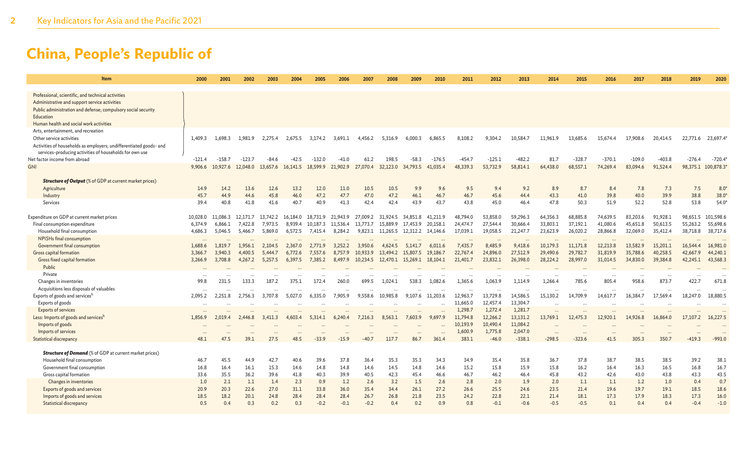# China, People's Republic of

| Item | 2000 | 2001 | 2002 | 2003 | 2004 | 2005 | 2006 | 2007 | 2008 | 2009 | 2010 | 2011 | 2012 | 2013 | 2014 | 2015 | 2016 | 2017 | 2018 | 2019 | 2020 |
|---|---|---|---|---|---|---|---|---|---|---|---|---|---|---|---|---|---|---|---|---|---|
| Professional, scientific, and technical activities | | | | | | | | | | | | | | | | | | | | | |
| Administrative and support service activities | | | | | | | | | | | | | | | | | | | | | |
| Public administration and defense; compulsory social security | | | | | | | | | | | | | | | | | | | | | |
| Education | | | | | | | | | | | | | | | | | | | | | |
| Human health and social work activities | | | | | | | | | | | | | | | | | | | | | |
| Arts, entertainment, and recreation | | | | | | | | | | | | | | | | | | | | | |
| Other service activities | 1,409.3 | 1,698.3 | 1,981.9 | 2,275.4 | 2,675.5 | 3,174.2 | 3,691.1 | 4,456.2 | 5,316.9 | 6,000.3 | 6,865.5 | 8,108.2 | 9,304.2 | 10,584.7 | 11,961.9 | 13,685.6 | 15,674.4 | 17,908.6 | 20,414.5 | 22,771.6 | 23,697.4* |
| Activities of households as employers; undifferentiated goods- and services-producing activities of households for own use | | | | | | | | | | | | | | | | | | | | | |
| Net factor income from abroad | -121.4 | -158.7 | -123.7 | -84.6 | -42.5 | -132.0 | -41.0 | 61.2 | 198.5 | -58.3 | -176.5 | -454.7 | -125.1 | -482.2 | 81.7 | -328.7 | -370.1 | -109.0 | -403.8 | -276.4 | -720.4* |
| GNI | 9,906.6 | 10,927.6 | 12,048.0 | 13,657.6 | 16,141.5 | 18,599.9 | 21,902.9 | 27,070.4 | 32,123.0 | 34,793.5 | 41,035.4 | 48,339.3 | 53,732.9 | 58,814.1 | 64,438.0 | 68,557.1 | 74,269.4 | 83,094.6 | 91,524.4 | 98,375.1 | 100,878.3* |
| ***Structure of Output*** (% of GDP at current market prices) | | | | | | | | | | | | | | | | | | | | | |
| Agriculture | 14.9 | 14.2 | 13.6 | 12.6 | 13.2 | 12.0 | 11.0 | 10.5 | 10.5 | 9.9 | 9.6 | 9.5 | 9.4 | 9.2 | 8.9 | 8.7 | 8.4 | 7.8 | 7.3 | 7.5 | 8.0* |
| Industry | 45.7 | 44.9 | 44.6 | 45.8 | 46.0 | 47.2 | 47.7 | 47.0 | 47.2 | 46.1 | 46.7 | 46.7 | 45.6 | 44.4 | 43.3 | 41.0 | 39.8 | 40.0 | 39.9 | 38.8 | 38.0* |
| Services | 39.4 | 40.8 | 41.8 | 41.6 | 40.7 | 40.9 | 41.3 | 42.4 | 42.4 | 43.9 | 43.7 | 43.8 | 45.0 | 46.4 | 47.8 | 50.3 | 51.9 | 52.2 | 52.8 | 53.8 | 54.0* |
| Expenditure on GDP at current market prices | 10,028.0 | 11,086.3 | 12,171.7 | 13,742.2 | 16,184.0 | 18,731.9 | 21,943.9 | 27,009.2 | 31,924.5 | 34,851.8 | 41,211.9 | 48,794.0 | 53,858.0 | 59,296.3 | 64,356.3 | 68,885.8 | 74,639.5 | 83,203.6 | 91,928.1 | 98,651.5 | 101,598.6 |
| Final consumption expenditure | 6,374.9 | 6,866.1 | 7,422.8 | 7,973.5 | 8,939.4 | 10,187.3 | 11,536.4 | 13,773.7 | 15,889.9 | 17,453.9 | 20,158.1 | 24,474.7 | 27,544.4 | 30,666.4 | 33,803.1 | 37,192.1 | 41,080.6 | 45,651.8 | 50,613.5 | 55,263.2 | 55,698.6 |
| Household final consumption | 4,686.3 | 5,046.5 | 5,466.7 | 5,869.0 | 6,572.5 | 7,415.4 | 8,284.2 | 9,823.1 | 11,265.5 | 12,312.2 | 14,146.6 | 17,039.1 | 19,058.5 | 21,247.7 | 23,623.9 | 26,020.2 | 28,866.8 | 32,069.0 | 35,412.4 | 38,718.8 | 38,717.6 |
| NPISHs final consumption | ... | ... | ... | ... | ... | ... | ... | ... | ... | ... | ... | ... | ... | ... | ... | ... | ... | ... | ... | ... | ... |
| Government final consumption | 1,688.6 | 1,819.7 | 1,956.1 | 2,104.5 | 2,367.0 | 2,771.9 | 3,252.2 | 3,950.6 | 4,624.5 | 5,141.7 | 6,011.6 | 7,435.7 | 8,485.9 | 9,418.6 | 10,179.3 | 11,171.8 | 12,213.8 | 13,582.9 | 15,201.1 | 16,544.4 | 16,981.0 |
| Gross capital formation | 3,366.7 | 3,940.3 | 4,400.5 | 5,444.7 | 6,772.6 | 7,557.6 | 8,757.9 | 10,933.9 | 13,494.2 | 15,807.5 | 19,186.7 | 22,767.4 | 24,896.0 | 27,512.9 | 29,490.6 | 29,782.7 | 31,819.9 | 35,788.6 | 40,258.5 | 42,667.9 | 44,240.1 |
| Gross fixed capital formation | 3,266.9 | 3,708.8 | 4,267.2 | 5,257.5 | 6,397.5 | 7,385.2 | 8,497.9 | 10,234.5 | 12,470.1 | 15,269.1 | 18,104.1 | 21,401.7 | 23,832.1 | 26,398.0 | 28,224.2 | 28,997.0 | 31,014.5 | 34,830.0 | 39,384.8 | 42,245.1 | 43,568.3 |
| Public | ... | ... | ... | ... | ... | ... | ... | ... | ... | ... | ... | ... | ... | ... | ... | ... | ... | ... | ... | ... | ... |
| Private | ... | ... | ... | ... | ... | ... | ... | ... | ... | ... | ... | ... | ... | ... | ... | ... | ... | ... | ... | ... | ... |
| Changes in inventories | 99.8 | 231.5 | 133.3 | 187.2 | 375.1 | 172.4 | 260.0 | 699.5 | 1,024.1 | 538.3 | 1,082.6 | 1,365.6 | 1,063.9 | 1,114.9 | 1,266.4 | 785.6 | 805.4 | 958.6 | 873.7 | 422.7 | 671.8 |
| Acquisitions less disposals of valuables | ... | ... | ... | ... | ... | ... | ... | ... | ... | ... | ... | ... | ... | ... | ... | ... | ... | ... | ... | ... | ... |
| Exports of goods and services[h] | 2,095.2 | 2,251.8 | 2,756.3 | 3,707.8 | 5,027.0 | 6,335.0 | 7,905.9 | 9,558.6 | 10,985.8 | 9,107.6 | 11,203.6 | 12,963.7 | 13,729.8 | 14,586.5 | 15,130.2 | 14,709.9 | 14,617.7 | 16,384.7 | 17,569.4 | 18,247.0 | 18,880.5 |
| Exports of goods | ... | ... | ... | ... | ... | ... | ... | ... | ... | ... | ... | 11,665.0 | 12,457.4 | 13,304.7 | ... | ... | ... | ... | ... | ... | ... |
| Exports of services | ... | ... | ... | ... | ... | ... | ... | ... | ... | ... | ... | 1,298.7 | 1,272.4 | 1,281.7 | ... | ... | ... | ... | ... | ... | ... |
| Less: Imports of goods and services[h] | 1,856.9 | 2,019.4 | 2,446.8 | 3,411.3 | 4,603.4 | 5,314.1 | 6,240.4 | 7,216.3 | 8,563.1 | 7,603.9 | 9,697.9 | 11,794.8 | 12,266.2 | 13,131.2 | 13,769.1 | 12,475.3 | 12,920.1 | 14,926.8 | 16,864.0 | 17,107.2 | 16,227.5 |
| Imports of goods | ... | ... | ... | ... | ... | ... | ... | ... | ... | ... | ... | 10,193.9 | 10,490.4 | 11,084.2 | ... | ... | ... | ... | ... | ... | ... |
| Imports of services | ... | ... | ... | ... | ... | ... | ... | ... | ... | ... | ... | 1,600.9 | 1,775.8 | 2,047.0 | ... | ... | ... | ... | ... | ... | ... |
| Statistical discrepancy | 48.1 | 47.5 | 39.1 | 27.5 | 48.5 | -33.9 | -15.9 | -40.7 | 117.7 | 86.7 | 361.4 | 383.1 | -46.0 | -338.1 | -298.5 | -323.6 | 41.5 | 305.3 | 350.7 | -419.3 | -993.0 |
| ***Structure of Demand*** (% of GDP at current market prices) | | | | | | | | | | | | | | | | | | | | | |
| Household final consumption | 46.7 | 45.5 | 44.9 | 42.7 | 40.6 | 39.6 | 37.8 | 36.4 | 35.3 | 35.3 | 34.3 | 34.9 | 35.4 | 35.8 | 36.7 | 37.8 | 38.7 | 38.5 | 38.5 | 39.2 | 38.1 |
| Government final consumption | 16.8 | 16.4 | 16.1 | 15.3 | 14.6 | 14.8 | 14.8 | 14.6 | 14.5 | 14.8 | 14.6 | 15.2 | 15.8 | 15.9 | 15.8 | 16.2 | 16.4 | 16.3 | 16.5 | 16.8 | 16.7 |
| Gross capital formation | 33.6 | 35.5 | 36.2 | 39.6 | 41.8 | 40.3 | 39.9 | 40.5 | 42.3 | 45.4 | 46.6 | 46.7 | 46.2 | 46.4 | 45.8 | 43.2 | 42.6 | 43.0 | 43.8 | 43.3 | 43.5 |
| Changes in inventories | 1.0 | 2.1 | 1.1 | 1.4 | 2.3 | 0.9 | 1.2 | 2.6 | 3.2 | 1.5 | 2.6 | 2.8 | 2.0 | 1.9 | 2.0 | 1.1 | 1.1 | 1.2 | 1.0 | 0.4 | 0.7 |
| Exports of goods and services | 20.9 | 20.3 | 22.6 | 27.0 | 31.1 | 33.8 | 36.0 | 35.4 | 34.4 | 26.1 | 27.2 | 26.6 | 25.5 | 24.6 | 23.5 | 21.4 | 19.6 | 19.7 | 19.1 | 18.5 | 18.6 |
| Imports of goods and services | 18.5 | 18.2 | 20.1 | 24.8 | 28.4 | 28.4 | 28.4 | 26.7 | 26.8 | 21.8 | 23.5 | 24.2 | 22.8 | 22.1 | 21.4 | 18.1 | 17.3 | 17.9 | 18.3 | 17.3 | 16.0 |
| Statistical discrepancy | 0.5 | 0.4 | 0.3 | 0.2 | 0.3 | -0.2 | -0.1 | -0.2 | 0.4 | 0.2 | 0.9 | 0.8 | -0.1 | -0.6 | -0.5 | -0.5 | 0.1 | 0.4 | 0.4 | -0.4 | -1.0 |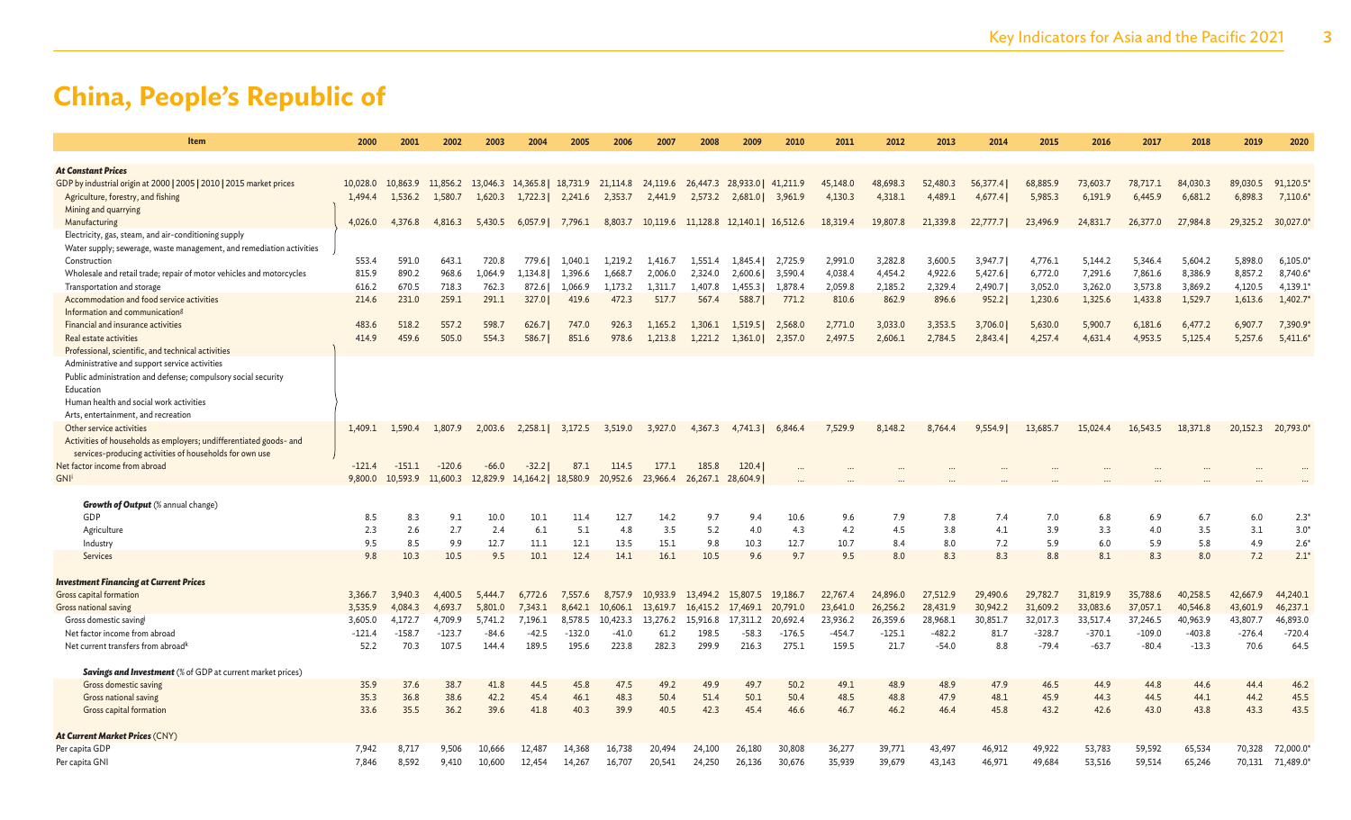# China, People's Republic of

| Item | 2000 | 2001 | 2002 | 2003 | 2004 | 2005 | 2006 | 2007 | 2008 | 2009 | 2010 | 2011 | 2012 | 2013 | 2014 | 2015 | 2016 | 2017 | 2018 | 2019 | 2020 |
|---|---|---|---|---|---|---|---|---|---|---|---|---|---|---|---|---|---|---|---|---|---|
| ***At Constant Prices*** | | | | | | | | | | | | | | | | | | | | | |
| GDP by industrial origin at 2000 \| 2005 \| 2010 \| 2015 market prices | 10,028.0 | 10,863.9 | 11,856.2 | 13,046.3 | 14,365.8 \| | 18,731.9 | 21,114.8 | 24,119.6 | 26,447.3 | 28,933.0 \| | 41,211.9 | 45,148.0 | 48,698.3 | 52,480.3 | 56,377.4 \| | 68,885.9 | 73,603.7 | 78,717.1 | 84,030.3 | 89,030.5 | 91,120.5* |
| Agriculture, forestry, and fishing | 1,494.4 | 1,536.2 | 1,580.7 | 1,620.3 | 1,722.3 \| | 2,241.6 | 2,353.7 | 2,441.9 | 2,573.2 | 2,681.0 \| | 3,961.9 | 4,130.3 | 4,318.1 | 4,489.1 | 4,677.4 \| | 5,985.3 | 6,191.9 | 6,445.9 | 6,681.2 | 6,898.3 | 7,110.6* |
| Mining and quarrying | | | | | | | | | | | | | | | | | | | | | |
| Manufacturing | 4,026.0 | 4,376.8 | 4,816.3 | 5,430.5 | 6,057.9 \| | 7,796.1 | 8,803.7 | 10,119.6 | 11,128.8 | 12,140.1 \| | 16,512.6 | 18,319.4 | 19,807.8 | 21,339.8 | 22,777.7 \| | 23,496.9 | 24,831.7 | 26,377.0 | 27,984.8 | 29,325.2 | 30,027.0* |
| Electricity, gas, steam, and air-conditioning supply | | | | | | | | | | | | | | | | | | | | | |
| Water supply; sewerage, waste management, and remediation activities | | | | | | | | | | | | | | | | | | | | | |
| Construction | 553.4 | 591.0 | 643.1 | 720.8 | 779.6 \| | 1,040.1 | 1,219.2 | 1,416.7 | 1,551.4 | 1,845.4 \| | 2,725.9 | 2,991.0 | 3,282.8 | 3,600.5 | 3,947.7 \| | 4,776.1 | 5,144.2 | 5,346.4 | 5,604.2 | 5,898.0 | 6,105.0* |
| Wholesale and retail trade; repair of motor vehicles and motorcycles | 815.9 | 890.2 | 968.6 | 1,064.9 | 1,134.8 \| | 1,396.6 | 1,668.7 | 2,006.0 | 2,324.0 | 2,600.6 \| | 3,590.4 | 4,038.4 | 4,454.2 | 4,922.6 | 5,427.6 \| | 6,772.0 | 7,291.6 | 7,861.6 | 8,386.9 | 8,857.2 | 8,740.6* |
| Transportation and storage | 616.2 | 670.5 | 718.3 | 762.3 | 872.6 \| | 1,066.9 | 1,173.2 | 1,311.7 | 1,407.8 | 1,455.3 \| | 1,878.4 | 2,059.8 | 2,185.2 | 2,329.4 | 2,490.7 \| | 3,052.0 | 3,262.0 | 3,573.8 | 3,869.2 | 4,120.5 | 4,139.1* |
| Accommodation and food service activities | 214.6 | 231.0 | 259.1 | 291.1 | 327.0 \| | 419.6 | 472.3 | 517.7 | 567.4 | 588.7 \| | 771.2 | 810.6 | 862.9 | 896.6 | 952.2 \| | 1,230.6 | 1,325.6 | 1,433.8 | 1,529.7 | 1,613.6 | 1,402.7* |
| Information and communication[g] | | | | | | | | | | | | | | | | | | | | | |
| Financial and insurance activities | 483.6 | 518.2 | 557.2 | 598.7 | 626.7 \| | 747.0 | 926.3 | 1,165.2 | 1,306.1 | 1,519.5 \| | 2,568.0 | 2,771.0 | 3,033.0 | 3,353.5 | 3,706.0 \| | 5,630.0 | 5,900.7 | 6,181.6 | 6,477.2 | 6,907.7 | 7,390.9* |
| Real estate activities | 414.9 | 459.6 | 505.0 | 554.3 | 586.7 \| | 851.6 | 978.6 | 1,213.8 | 1,221.2 | 1,361.0 \| | 2,357.0 | 2,497.5 | 2,606.1 | 2,784.5 | 2,843.4 \| | 4,257.4 | 4,631.4 | 4,953.5 | 5,125.4 | 5,257.6 | 5,411.6* |
| Professional, scientific, and technical activities | | | | | | | | | | | | | | | | | | | | | |
| Administrative and support service activities | | | | | | | | | | | | | | | | | | | | | |
| Public administration and defense; compulsory social security | | | | | | | | | | | | | | | | | | | | | |
| Education | | | | | | | | | | | | | | | | | | | | | |
| Human health and social work activities | | | | | | | | | | | | | | | | | | | | | |
| Arts, entertainment, and recreation | | | | | | | | | | | | | | | | | | | | | |
| Other service activities | 1,409.1 | 1,590.4 | 1,807.9 | 2,003.6 | 2,258.1 \| | 3,172.5 | 3,519.0 | 3,927.0 | 4,367.3 | 4,741.3 \| | 6,846.4 | 7,529.9 | 8,148.2 | 8,764.4 | 9,554.9 \| | 13,685.7 | 15,024.4 | 16,543.5 | 18,371.8 | 20,152.3 | 20,793.0* |
| Activities of households as employers; undifferentiated goods- and services-producing activities of households for own use | | | | | | | | | | | | | | | | | | | | | |
| Net factor income from abroad | -121.4 | -151.1 | -120.6 | -66.0 | -32.2 \| | 87.1 | 114.5 | 177.1 | 185.8 | 120.4 \| | ... | ... | ... | ... | ... | ... | ... | ... | ... | ... | ... |
| GNI[i] | 9,800.0 | 10,593.9 | 11,600.3 | 12,829.9 | 14,164.2 \| | 18,580.9 | 20,952.6 | 23,966.4 | 26,267.1 | 28,604.9 \| | ... | ... | ... | ... | ... | ... | ... | ... | ... | ... | ... |
| ***Growth of Output*** (% annual change) | | | | | | | | | | | | | | | | | | | | | |
| GDP | 8.5 | 8.3 | 9.1 | 10.0 | 10.1 | 11.4 | 12.7 | 14.2 | 9.7 | 9.4 | 10.6 | 9.6 | 7.9 | 7.8 | 7.4 | 7.0 | 6.8 | 6.9 | 6.7 | 6.0 | 2.3* |
| Agriculture | 2.3 | 2.6 | 2.7 | 2.4 | 6.1 | 5.1 | 4.8 | 3.5 | 5.2 | 4.0 | 4.3 | 4.2 | 4.5 | 3.8 | 4.1 | 3.9 | 3.3 | 4.0 | 3.5 | 3.1 | 3.0* |
| Industry | 9.5 | 8.5 | 9.9 | 12.7 | 11.1 | 12.1 | 13.5 | 15.1 | 9.8 | 10.3 | 12.7 | 10.7 | 8.4 | 8.0 | 7.2 | 5.9 | 6.0 | 5.9 | 5.8 | 4.9 | 2.6* |
| Services | 9.8 | 10.3 | 10.5 | 9.5 | 10.1 | 12.4 | 14.1 | 16.1 | 10.5 | 9.6 | 9.7 | 9.5 | 8.0 | 8.3 | 8.3 | 8.8 | 8.1 | 8.3 | 8.0 | 7.2 | 2.1* |
| ***Investment Financing at Current Prices*** | | | | | | | | | | | | | | | | | | | | | |
| Gross capital formation | 3,366.7 | 3,940.3 | 4,400.5 | 5,444.7 | 6,772.6 | 7,557.6 | 8,757.9 | 10,933.9 | 13,494.2 | 15,807.5 | 19,186.7 | 22,767.4 | 24,896.0 | 27,512.9 | 29,490.6 | 29,782.7 | 31,819.9 | 35,788.6 | 40,258.5 | 42,667.9 | 44,240.1 |
| Gross national saving | 3,535.9 | 4,084.3 | 4,693.7 | 5,801.0 | 7,343.1 | 8,642.1 | 10,606.1 | 13,619.7 | 16,415.2 | 17,469.1 | 20,791.0 | 23,641.0 | 26,256.2 | 28,431.9 | 30,942.2 | 31,609.2 | 33,083.6 | 37,057.1 | 40,546.8 | 43,601.9 | 46,237.1 |
| Gross domestic saving[j] | 3,605.0 | 4,172.7 | 4,709.9 | 5,741.2 | 7,196.1 | 8,578.5 | 10,423.3 | 13,276.2 | 15,916.8 | 17,311.2 | 20,692.4 | 23,936.2 | 26,359.6 | 28,968.1 | 30,851.7 | 32,017.3 | 33,517.4 | 37,246.5 | 40,963.9 | 43,807.7 | 46,893.0 |
| Net factor income from abroad | -121.4 | -158.7 | -123.7 | -84.6 | -42.5 | -132.0 | -41.0 | 61.2 | 198.5 | -58.3 | -176.5 | -454.7 | -125.1 | -482.2 | 81.7 | -328.7 | -370.1 | -109.0 | -403.8 | -276.4 | -720.4 |
| Net current transfers from abroad[k] | 52.2 | 70.3 | 107.5 | 144.4 | 189.5 | 195.6 | 223.8 | 282.3 | 299.9 | 216.3 | 275.1 | 159.5 | 21.7 | -54.0 | 8.8 | -79.4 | -63.7 | -80.4 | -13.3 | 70.6 | 64.5 |
| ***Savings and Investment*** (% of GDP at current market prices) | | | | | | | | | | | | | | | | | | | | | |
| Gross domestic saving | 35.9 | 37.6 | 38.7 | 41.8 | 44.5 | 45.8 | 47.5 | 49.2 | 49.9 | 49.7 | 50.2 | 49.1 | 48.9 | 48.9 | 47.9 | 46.5 | 44.9 | 44.8 | 44.6 | 44.4 | 46.2 |
| Gross national saving | 35.3 | 36.8 | 38.6 | 42.2 | 45.4 | 46.1 | 48.3 | 50.4 | 51.4 | 50.1 | 50.4 | 48.5 | 48.8 | 47.9 | 48.1 | 45.9 | 44.3 | 44.5 | 44.1 | 44.2 | 45.5 |
| Gross capital formation | 33.6 | 35.5 | 36.2 | 39.6 | 41.8 | 40.3 | 39.9 | 40.5 | 42.3 | 45.4 | 46.6 | 46.7 | 46.2 | 46.4 | 45.8 | 43.2 | 42.6 | 43.0 | 43.8 | 43.3 | 43.5 |
| ***At Current Market Prices*** (CNY) | | | | | | | | | | | | | | | | | | | | | |
| Per capita GDP | 7,942 | 8,717 | 9,506 | 10,666 | 12,487 | 14,368 | 16,738 | 20,494 | 24,100 | 26,180 | 30,808 | 36,277 | 39,771 | 43,497 | 46,912 | 49,922 | 53,783 | 59,592 | 65,534 | 70,328 | 72,000.0* |
| Per capita GNI | 7,846 | 8,592 | 9,410 | 10,600 | 12,454 | 14,267 | 16,707 | 20,541 | 24,250 | 26,136 | 30,676 | 35,939 | 39,679 | 43,143 | 46,971 | 49,684 | 53,516 | 59,514 | 65,246 | 70,131 | 71,489.0* |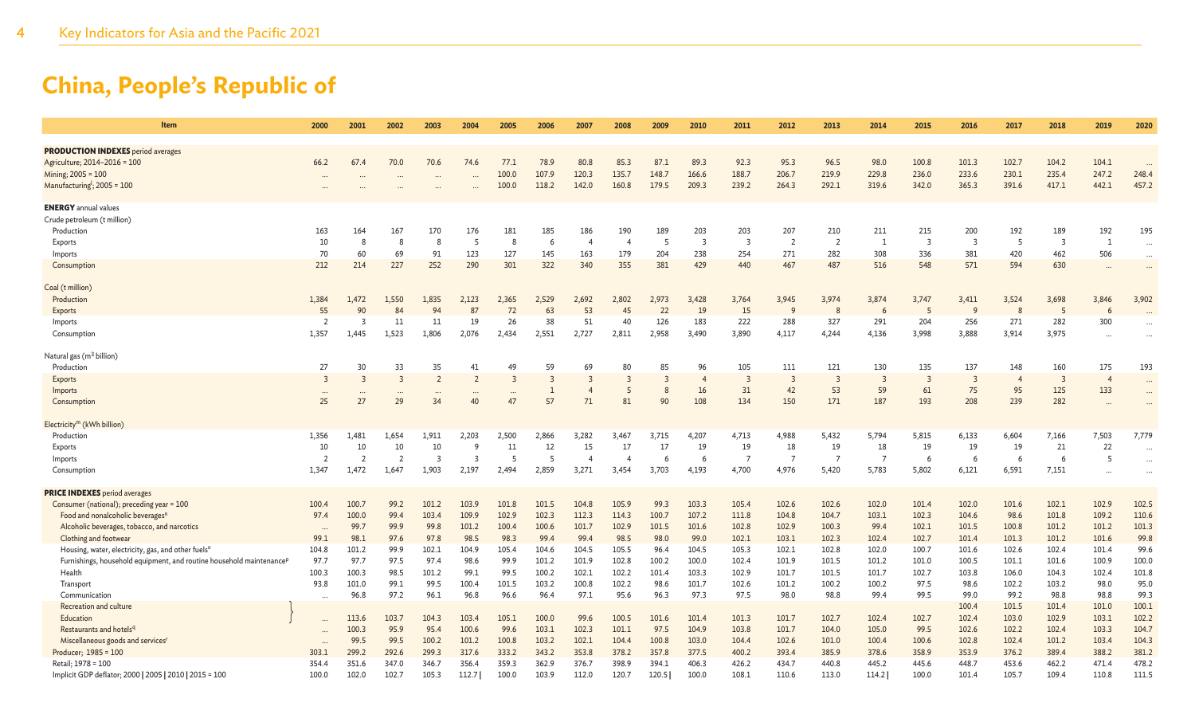# China, People's Republic of

| Item | 2000 | 2001 | 2002 | 2003 | 2004 | 2005 | 2006 | 2007 | 2008 | 2009 | 2010 | 2011 | 2012 | 2013 | 2014 | 2015 | 2016 | 2017 | 2018 | 2019 | 2020 |
|---|---|---|---|---|---|---|---|---|---|---|---|---|---|---|---|---|---|---|---|---|---|
| **PRODUCTION INDEXES** period averages | | | | | | | | | | | | | | | | | | | | | |
| Agriculture; 2014–2016 = 100 | 66.2 | 67.4 | 70.0 | 70.6 | 74.6 | 77.1 | 78.9 | 80.8 | 85.3 | 87.1 | 89.3 | 92.3 | 95.3 | 96.5 | 98.0 | 100.8 | 101.3 | 102.7 | 104.2 | 104.1 | ... |
| Mining; 2005 = 100 | ... | ... | ... | ... | ... | 100.0 | 107.9 | 120.3 | 135.7 | 148.7 | 166.6 | 188.7 | 206.7 | 219.9 | 229.8 | 236.0 | 233.6 | 230.1 | 235.4 | 247.2 | 248.4 |
| Manufacturing[l]; 2005 = 100 | ... | ... | ... | ... | ... | 100.0 | 118.2 | 142.0 | 160.8 | 179.5 | 209.3 | 239.2 | 264.3 | 292.1 | 319.6 | 342.0 | 365.3 | 391.6 | 417.1 | 442.1 | 457.2 |
| **ENERGY** annual values | | | | | | | | | | | | | | | | | | | | | |
| Crude petroleum (t million) | | | | | | | | | | | | | | | | | | | | | |
| Production | 163 | 164 | 167 | 170 | 176 | 181 | 185 | 186 | 190 | 189 | 203 | 203 | 207 | 210 | 211 | 215 | 200 | 192 | 189 | 192 | 195 |
| Exports | 10 | 8 | 8 | 8 | 5 | 8 | 6 | 4 | 4 | 5 | 3 | 3 | 2 | 2 | 1 | 3 | 3 | 5 | 3 | 1 | ... |
| Imports | 70 | 60 | 69 | 91 | 123 | 127 | 145 | 163 | 179 | 204 | 238 | 254 | 271 | 282 | 308 | 336 | 381 | 420 | 462 | 506 | ... |
| Consumption | 212 | 214 | 227 | 252 | 290 | 301 | 322 | 340 | 355 | 381 | 429 | 440 | 467 | 487 | 516 | 548 | 571 | 594 | 630 | ... | ... |
| Coal (t million) | | | | | | | | | | | | | | | | | | | | | |
| Production | 1,384 | 1,472 | 1,550 | 1,835 | 2,123 | 2,365 | 2,529 | 2,692 | 2,802 | 2,973 | 3,428 | 3,764 | 3,945 | 3,974 | 3,874 | 3,747 | 3,411 | 3,524 | 3,698 | 3,846 | 3,902 |
| Exports | 55 | 90 | 84 | 94 | 87 | 72 | 63 | 53 | 45 | 22 | 19 | 15 | 9 | 8 | 6 | 5 | 9 | 8 | 5 | 6 | ... |
| Imports | 2 | 3 | 11 | 11 | 19 | 26 | 38 | 51 | 40 | 126 | 183 | 222 | 288 | 327 | 291 | 204 | 256 | 271 | 282 | 300 | ... |
| Consumption | 1,357 | 1,445 | 1,523 | 1,806 | 2,076 | 2,434 | 2,551 | 2,727 | 2,811 | 2,958 | 3,490 | 3,890 | 4,117 | 4,244 | 4,136 | 3,998 | 3,888 | 3,914 | 3,975 | ... | ... |
| Natural gas ($m^3$ billion) | | | | | | | | | | | | | | | | | | | | | |
| Production | 27 | 30 | 33 | 35 | 41 | 49 | 59 | 69 | 80 | 85 | 96 | 105 | 111 | 121 | 130 | 135 | 137 | 148 | 160 | 175 | 193 |
| Exports | 3 | 3 | 3 | 2 | 2 | 3 | 3 | 3 | 3 | 3 | 4 | 3 | 3 | 3 | 3 | 3 | 3 | 4 | 3 | 4 | ... |
| Imports | ... | ... | ... | ... | ... | ... | 1 | 4 | 5 | 8 | 16 | 31 | 42 | 53 | 59 | 61 | 75 | 95 | 125 | 133 | ... |
| Consumption | 25 | 27 | 29 | 34 | 40 | 47 | 57 | 71 | 81 | 90 | 108 | 134 | 150 | 171 | 187 | 193 | 208 | 239 | 282 | ... | ... |
| Electricity[m] (kWh billion) | | | | | | | | | | | | | | | | | | | | | |
| Production | 1,356 | 1,481 | 1,654 | 1,911 | 2,203 | 2,500 | 2,866 | 3,282 | 3,467 | 3,715 | 4,207 | 4,713 | 4,988 | 5,432 | 5,794 | 5,815 | 6,133 | 6,604 | 7,166 | 7,503 | 7,779 |
| Exports | 10 | 10 | 10 | 10 | 9 | 11 | 12 | 15 | 17 | 17 | 19 | 19 | 18 | 19 | 18 | 19 | 19 | 19 | 21 | 22 | ... |
| Imports | 2 | 2 | 2 | 3 | 3 | 5 | 5 | 4 | 4 | 6 | 6 | 7 | 7 | 7 | 7 | 6 | 6 | 6 | 6 | 5 | ... |
| Consumption | 1,347 | 1,472 | 1,647 | 1,903 | 2,197 | 2,494 | 2,859 | 3,271 | 3,454 | 3,703 | 4,193 | 4,700 | 4,976 | 5,420 | 5,783 | 5,802 | 6,121 | 6,591 | 7,151 | ... | ... |
| **PRICE INDEXES** period averages | | | | | | | | | | | | | | | | | | | | | |
| Consumer (national); preceding year = 100 | 100.4 | 100.7 | 99.2 | 101.2 | 103.9 | 101.8 | 101.5 | 104.8 | 105.9 | 99.3 | 103.3 | 105.4 | 102.6 | 102.6 | 102.0 | 101.4 | 102.0 | 101.6 | 102.1 | 102.9 | 102.5 |
| Food and nonalcoholic beverages[n] | 97.4 | 100.0 | 99.4 | 103.4 | 109.9 | 102.9 | 102.3 | 112.3 | 114.3 | 100.7 | 107.2 | 111.8 | 104.8 | 104.7 | 103.1 | 102.3 | 104.6 | 98.6 | 101.8 | 109.2 | 110.6 |
| Alcoholic beverages, tobacco, and narcotics | ... | 99.7 | 99.9 | 99.8 | 101.2 | 100.4 | 100.6 | 101.7 | 102.9 | 101.5 | 101.6 | 102.8 | 102.9 | 100.3 | 99.4 | 102.1 | 101.5 | 100.8 | 101.2 | 101.2 | 101.3 |
| Clothing and footwear | 99.1 | 98.1 | 97.6 | 97.8 | 98.5 | 98.3 | 99.4 | 99.4 | 98.5 | 98.0 | 99.0 | 102.1 | 103.1 | 102.3 | 102.4 | 102.7 | 101.4 | 101.3 | 101.2 | 101.6 | 99.8 |
| Housing, water, electricity, gas, and other fuels[o] | 104.8 | 101.2 | 99.9 | 102.1 | 104.9 | 105.4 | 104.6 | 104.5 | 105.5 | 96.4 | 104.5 | 105.3 | 102.1 | 102.8 | 102.0 | 100.7 | 101.6 | 102.6 | 102.4 | 101.4 | 99.6 |
| Furnishings, household equipment, and routine household maintenance[p] | 97.7 | 97.7 | 97.5 | 97.4 | 98.6 | 99.9 | 101.2 | 101.9 | 102.8 | 100.2 | 100.0 | 102.4 | 101.9 | 101.5 | 101.2 | 101.0 | 100.5 | 101.1 | 101.6 | 100.9 | 100.0 |
| Health | 100.3 | 100.3 | 98.5 | 101.2 | 99.1 | 99.5 | 100.2 | 102.1 | 102.2 | 101.4 | 103.3 | 102.9 | 101.7 | 101.5 | 101.7 | 102.7 | 103.8 | 106.0 | 104.3 | 102.4 | 101.8 |
| Transport | 93.8 | 101.0 | 99.1 | 99.5 | 100.4 | 101.5 | 103.2 | 100.8 | 102.2 | 98.6 | 101.7 | 102.6 | 101.2 | 100.2 | 100.2 | 97.5 | 98.6 | 102.2 | 103.2 | 98.0 | 95.0 |
| Communication | ... | 96.8 | 97.2 | 96.1 | 96.8 | 96.6 | 96.4 | 97.1 | 95.6 | 96.3 | 97.3 | 97.5 | 98.0 | 98.8 | 99.4 | 99.5 | 99.0 | 99.2 | 98.8 | 98.8 | 99.3 |
| Recreation and culture | | | | | | | | | | | | | | | | | 100.4 | 101.5 | 101.4 | 101.0 | 100.1 |
| Education | ... | 113.6 | 103.7 | 104.3 | 103.4 | 105.1 | 100.0 | 99.6 | 100.5 | 101.6 | 101.4 | 101.3 | 101.7 | 102.7 | 102.4 | 102.7 | 102.4 | 103.0 | 102.9 | 103.1 | 102.2 |
| Restaurants and hotels[q] | ... | 100.3 | 95.9 | 95.4 | 100.6 | 99.6 | 103.1 | 102.3 | 101.1 | 97.5 | 104.9 | 103.8 | 101.7 | 104.0 | 105.0 | 99.5 | 102.6 | 102.2 | 102.4 | 103.3 | 104.7 |
| Miscellaneous goods and services[r] | ... | 99.5 | 99.5 | 100.2 | 101.2 | 100.8 | 103.2 | 102.1 | 104.4 | 100.8 | 103.0 | 104.4 | 102.6 | 101.0 | 100.4 | 100.6 | 102.8 | 102.4 | 101.2 | 103.4 | 104.3 |
| Producer; 1985 = 100 | 303.1 | 299.2 | 292.6 | 299.3 | 317.6 | 333.2 | 343.2 | 353.8 | 378.2 | 357.8 | 377.5 | 400.2 | 393.4 | 385.9 | 378.6 | 358.9 | 353.9 | 376.2 | 389.4 | 388.2 | 381.2 |
| Retail; 1978 = 100 | 354.4 | 351.6 | 347.0 | 346.7 | 356.4 | 359.3 | 362.9 | 376.7 | 398.9 | 394.1 | 406.3 | 426.2 | 434.7 | 440.8 | 445.2 | 445.6 | 448.7 | 453.6 | 462.2 | 471.4 | 478.2 |
| Implicit GDP deflator; 2000 \| 2005 \| 2010 \| 2015 = 100 | 100.0 | 102.0 | 102.7 | 105.3 | 112.7 \| | 100.0 | 103.9 | 112.0 | 120.7 | 120.5 \| | 100.0 | 108.1 | 110.6 | 113.0 | 114.2 \| | 100.0 | 101.4 | 105.7 | 109.4 | 110.8 | 111.5 |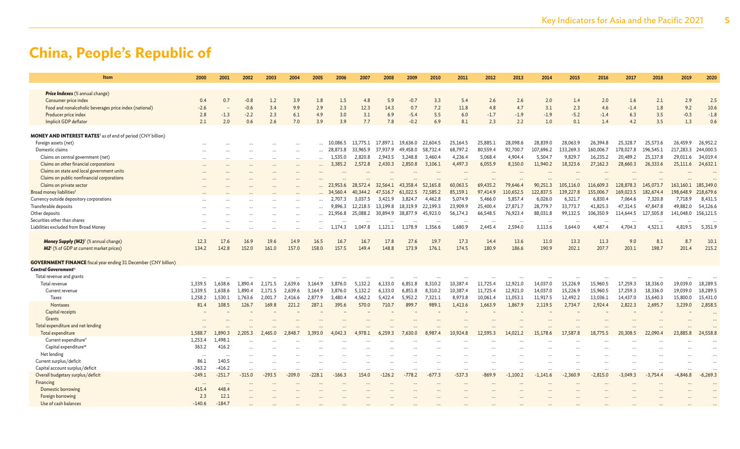# China, People's Republic of

| Item | 2000 | 2001 | 2002 | 2003 | 2004 | 2005 | 2006 | 2007 | 2008 | 2009 | 2010 | 2011 | 2012 | 2013 | 2014 | 2015 | 2016 | 2017 | 2018 | 2019 | 2020 |
|---|---|---|---|---|---|---|---|---|---|---|---|---|---|---|---|---|---|---|---|---|---|
| ***Price Indexes*** *(% annual change)* | | | | | | | | | | | | | | | | | | | | | |
| Consumer price index | 0.4 | 0.7 | -0.8 | 1.2 | 3.9 | 1.8 | 1.5 | 4.8 | 5.9 | -0.7 | 3.3 | 5.4 | 2.6 | 2.6 | 2.0 | 1.4 | 2.0 | 1.6 | 2.1 | 2.9 | 2.5 |
| Food and nonalcoholic beverages price index (national) | -2.6 | – | -0.6 | 3.4 | 9.9 | 2.9 | 2.3 | 12.3 | 14.3 | 0.7 | 7.2 | 11.8 | 4.8 | 4.7 | 3.1 | 2.3 | 4.6 | -1.4 | 1.8 | 9.2 | 10.6 |
| Producer price index | 2.8 | -1.3 | -2.2 | 2.3 | 6.1 | 4.9 | 3.0 | 3.1 | 6.9 | -5.4 | 5.5 | 6.0 | -1.7 | -1.9 | -1.9 | -5.2 | -1.4 | 6.3 | 3.5 | -0.3 | -1.8 |
| Implicit GDP deflator | 2.1 | 2.0 | 0.6 | 2.6 | 7.0 | 3.9 | 3.9 | 7.7 | 7.8 | -0.2 | 6.9 | 8.1 | 2.3 | 2.2 | 1.0 | 0.1 | 1.4 | 4.2 | 3.5 | 1.3 | 0.6 |
| **MONEY AND INTEREST RATES**[s] as of end of period (CNY billion) | | | | | | | | | | | | | | | | | | | | | |
| Foreign assets (net) | ... | ... | ... | ... | ... | ... | 10,086.5 | 13,775.1 | 17,897.1 | 19,636.0 | 22,604.5 | 25,164.5 | 25,885.1 | 28,098.6 | 28,839.0 | 28,063.9 | 26,394.8 | 25,328.7 | 25,573.6 | 26,459.9 | 26,952.2 |
| Domestic claims | ... | ... | ... | ... | ... | ... | 28,873.8 | 33,965.9 | 37,937.9 | 49,458.0 | 58,732.4 | 68,797.2 | 80,559.4 | 92,700.7 | 107,696.2 | 133,269.3 | 160,006.7 | 178,027.8 | 196,545.1 | 217,283.3 | 244,000.5 |
| Claims on central government (net) | ... | ... | ... | ... | ... | ... | 1,535.0 | 2,820.8 | 2,943.5 | 3,248.8 | 3,460.4 | 4,236.4 | 5,068.4 | 4,904.4 | 5,504.7 | 9,829.7 | 16,235.2 | 20,489.2 | 25,137.8 | 29,011.6 | 34,019.4 |
| Claims on other financial corporations | ... | ... | ... | ... | ... | ... | 3,385.2 | 2,572.8 | 2,430.3 | 2,850.8 | 3,106.1 | 4,497.3 | 6,055.9 | 8,150.0 | 11,940.2 | 18,323.6 | 27,162.3 | 28,660.3 | 26,333.6 | 25,111.6 | 24,632.1 |
| Claims on state and local government units | ... | ... | ... | ... | ... | ... | ... | ... | ... | ... | ... | ... | ... | ... | ... | ... | ... | ... | ... | ... | ... |
| Claims on public nonfinancial corporations | ... | ... | ... | ... | ... | ... | ... | ... | ... | ... | ... | ... | ... | ... | ... | ... | ... | ... | ... | ... | ... |
| Claims on private sector | ... | ... | ... | ... | ... | ... | 23,953.6 | 28,572.4 | 32,564.1 | 43,358.4 | 52,165.8 | 60,063.5 | 69,435.2 | 79,646.4 | 90,251.3 | 105,116.0 | 116,609.3 | 128,878.3 | 145,073.7 | 163,160.1 | 185,349.0 |
| Broad money liabilities[t] | ... | ... | ... | ... | ... | ... | 34,560.4 | 40,344.2 | 47,516.7 | 61,022.5 | 72,585.2 | 85,159.1 | 97,414.9 | 110,652.5 | 122,837.5 | 139,227.8 | 155,006.7 | 169,023.5 | 182,674.4 | 198,648.9 | 218,679.6 |
| Currency outside depository corporations | ... | ... | ... | ... | ... | ... | 2,707.3 | 3,037.5 | 3,421.9 | 3,824.7 | 4,462.8 | 5,074.9 | 5,466.0 | 5,857.4 | 6,026.0 | 6,321.7 | 6,830.4 | 7,064.6 | 7,320.8 | 7,718.9 | 8,431.5 |
| Transferable deposits | ... | ... | ... | ... | ... | ... | 9,896.3 | 12,218.5 | 13,199.8 | 18,319.9 | 22,199.3 | 23,909.9 | 25,400.4 | 27,871.7 | 28,779.7 | 33,773.7 | 41,825.3 | 47,314.5 | 47,847.8 | 49,882.0 | 54,126.6 |
| Other deposits | ... | ... | ... | ... | ... | ... | 21,956.8 | 25,088.2 | 30,894.9 | 38,877.9 | 45,923.0 | 56,174.3 | 66,548.5 | 76,923.4 | 88,031.8 | 99,132.5 | 106,350.9 | 114,644.5 | 127,505.8 | 141,048.0 | 156,121.5 |
| Securities other than shares | ... | ... | ... | ... | ... | ... | ... | ... | ... | ... | ... | ... | ... | ... | ... | ... | ... | ... | ... | ... | ... |
| Liabilities excluded from Broad Money | ... | ... | ... | ... | ... | ... | 1,174.3 | 1,047.8 | 1,121.1 | 1,178.9 | 1,356.6 | 1,680.9 | 2,445.4 | 2,594.0 | 3,113.6 | 3,644.0 | 4,487.4 | 4,704.3 | 4,521.1 | 4,819.5 | 5,351.9 |
| ***Money Supply (M2)***[t] *(% annual change)* | 12.3 | 17.6 | 16.9 | 19.6 | 14.9 | 16.5 | 16.7 | 16.7 | 17.8 | 27.6 | 19.7 | 17.3 | 14.4 | 13.6 | 11.0 | 13.3 | 11.3 | 9.0 | 8.1 | 8.7 | 10.1 |
| ***M2***[t] *(% of GDP at current market prices)* | 134.2 | 142.8 | 152.0 | 161.0 | 157.0 | 158.0 | 157.5 | 149.4 | 148.8 | 173.9 | 176.1 | 174.5 | 180.9 | 186.6 | 190.9 | 202.1 | 207.7 | 203.1 | 198.7 | 201.4 | 215.2 |
| **GOVERNMENT FINANCE** fiscal year ending 31 December (CNY billion) | | | | | | | | | | | | | | | | | | | | | |
| ***Central Government***[u] | | | | | | | | | | | | | | | | | | | | | |
| Total revenue and grants | ... | ... | ... | ... | ... | ... | ... | ... | ... | ... | ... | ... | ... | ... | ... | ... | ... | ... | ... | ... | ... |
| Total revenue | 1,339.5 | 1,638.6 | 1,890.4 | 2,171.5 | 2,639.6 | 3,164.9 | 3,876.0 | 5,132.2 | 6,133.0 | 6,851.8 | 8,310.2 | 10,387.4 | 11,725.4 | 12,921.0 | 14,037.0 | 15,226.9 | 15,960.5 | 17,259.3 | 18,336.0 | 19,039.0 | 18,289.5 |
| Current revenue | 1,339.5 | 1,638.6 | 1,890.4 | 2,171.5 | 2,639.6 | 3,164.9 | 3,876.0 | 5,132.2 | 6,133.0 | 6,851.8 | 8,310.2 | 10,387.4 | 11,725.4 | 12,921.0 | 14,037.0 | 15,226.9 | 15,960.5 | 17,259.3 | 18,336.0 | 19,039.0 | 18,289.5 |
| Taxes | 1,258.2 | 1,530.1 | 1,763.6 | 2,001.7 | 2,416.6 | 2,877.9 | 3,480.4 | 4,562.2 | 5,422.4 | 5,952.2 | 7,321.1 | 8,973.8 | 10,061.4 | 11,053.1 | 11,917.5 | 12,492.2 | 13,036.1 | 14,437.0 | 15,640.3 | 15,800.0 | 15,431.0 |
| Nontaxes | 81.4 | 108.5 | 126.7 | 169.8 | 221.2 | 287.1 | 395.6 | 570.0 | 710.7 | 899.7 | 989.1 | 1,413.6 | 1,663.9 | 1,867.9 | 2,119.5 | 2,734.7 | 2,924.4 | 2,822.3 | 2,695.7 | 3,239.0 | 2,858.5 |
| Capital receipts | – | – | – | – | – | – | – | – | – | – | – | – | – | – | – | – | – | – | – | – | ... |
| Grants | ... | ... | ... | ... | ... | ... | ... | ... | ... | ... | ... | ... | ... | ... | ... | ... | ... | ... | ... | ... | ... |
| Total expenditure and net lending | ... | ... | ... | ... | ... | ... | ... | ... | ... | ... | ... | ... | ... | ... | ... | ... | ... | ... | ... | ... | ... |
| Total expenditure | 1,588.7 | 1,890.3 | 2,205.3 | 2,465.0 | 2,848.7 | 3,393.0 | 4,042.3 | 4,978.1 | 6,259.3 | 7,630.0 | 8,987.4 | 10,924.8 | 12,595.3 | 14,021.2 | 15,178.6 | 17,587.8 | 18,775.5 | 20,308.5 | 22,090.4 | 23,885.8 | 24,558.8 |
| Current expenditure[v] | 1,253.4 | 1,498.1 | ... | ... | ... | ... | ... | ... | ... | ... | ... | ... | ... | ... | ... | ... | ... | ... | ... | ... | ... |
| Capital expenditure[w] | 363.2 | 416.2 | ... | ... | ... | ... | ... | ... | ... | ... | ... | ... | ... | ... | ... | ... | ... | ... | ... | ... | ... |
| Net lending | ... | ... | ... | ... | ... | ... | ... | ... | ... | ... | ... | ... | ... | ... | ... | ... | ... | ... | ... | ... | ... |
| Current surplus/deficit | 86.1 | 140.5 | ... | ... | ... | ... | ... | ... | ... | ... | ... | ... | ... | ... | ... | ... | ... | ... | ... | ... | ... |
| Capital account surplus/deficit | -363.2 | -416.2 | ... | ... | ... | ... | ... | ... | ... | ... | ... | ... | ... | ... | ... | ... | ... | ... | ... | ... | ... |
| Overall budgetary surplus/deficit | -249.1 | -251.7 | -315.0 | -293.5 | -209.0 | -228.1 | -166.3 | 154.0 | -126.2 | -778.2 | -677.3 | -537.3 | -869.9 | -1,100.2 | -1,141.6 | -2,360.9 | -2,815.0 | -3,049.3 | -3,754.4 | -4,846.8 | -6,269.3 |
| Financing | ... | ... | ... | ... | ... | ... | ... | ... | ... | ... | ... | ... | ... | ... | ... | ... | ... | ... | ... | ... | ... |
| Domestic borrowing | 415.4 | 448.4 | ... | ... | ... | ... | ... | ... | ... | ... | ... | ... | ... | ... | ... | ... | ... | ... | ... | ... | ... |
| Foreign borrowing | 2.3 | 12.1 | ... | ... | ... | ... | ... | ... | ... | ... | ... | ... | ... | ... | ... | ... | ... | ... | ... | ... | ... |
| Use of cash balances | -140.6 | -184.7 | ... | ... | ... | ... | ... | ... | ... | ... | ... | ... | ... | ... | ... | ... | ... | ... | ... | ... | ... |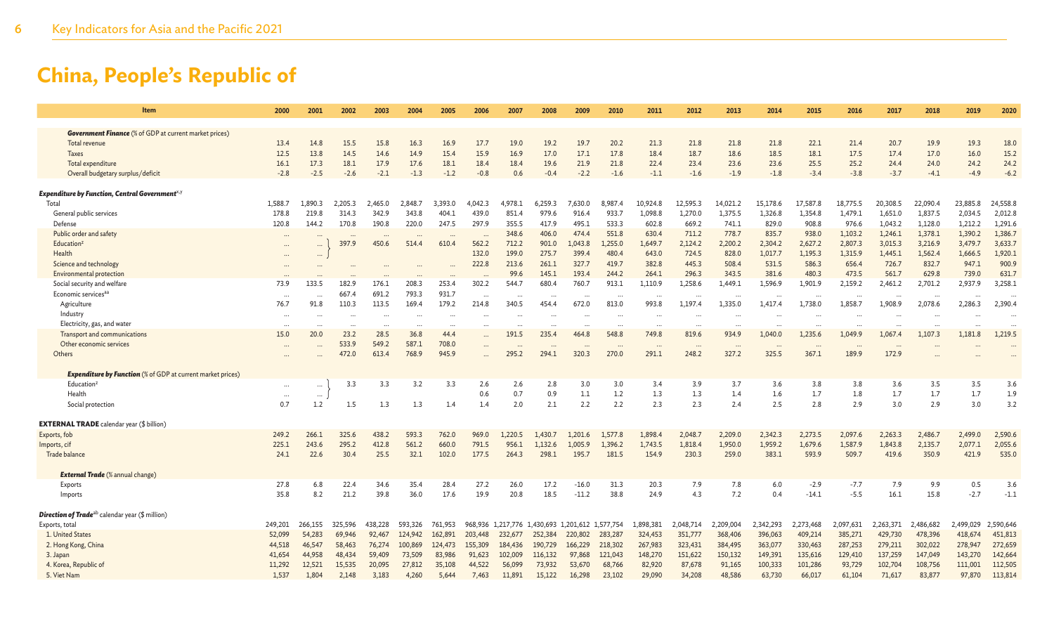# China, People's Republic of

| Item | 2000 | 2001 | 2002 | 2003 | 2004 | 2005 | 2006 | 2007 | 2008 | 2009 | 2010 | 2011 | 2012 | 2013 | 2014 | 2015 | 2016 | 2017 | 2018 | 2019 | 2020 |
|---|---|---|---|---|---|---|---|---|---|---|---|---|---|---|---|---|---|---|---|---|---|
| ***Government Finance*** (% of GDP at current market prices) | | | | | | | | | | | | | | | | | | | | | |
| Total revenue | 13.4 | 14.8 | 15.5 | 15.8 | 16.3 | 16.9 | 17.7 | 19.0 | 19.2 | 19.7 | 20.2 | 21.3 | 21.8 | 21.8 | 21.8 | 22.1 | 21.4 | 20.7 | 19.9 | 19.3 | 18.0 |
| Taxes | 12.5 | 13.8 | 14.5 | 14.6 | 14.9 | 15.4 | 15.9 | 16.9 | 17.0 | 17.1 | 17.8 | 18.4 | 18.7 | 18.6 | 18.5 | 18.1 | 17.5 | 17.4 | 17.0 | 16.0 | 15.2 |
| Total expenditure | 16.1 | 17.3 | 18.1 | 17.9 | 17.6 | 18.1 | 18.4 | 18.4 | 19.6 | 21.9 | 21.8 | 22.4 | 23.4 | 23.6 | 23.6 | 25.5 | 25.2 | 24.4 | 24.0 | 24.2 | 24.2 |
| Overall budgetary surplus/deficit | -2.8 | -2.5 | -2.6 | -2.1 | -1.3 | -1.2 | -0.8 | 0.6 | -0.4 | -2.2 | -1.6 | -1.1 | -1.6 | -1.9 | -1.8 | -3.4 | -3.8 | -3.7 | -4.1 | -4.9 | -6.2 |
| ***Expenditure by Function, Central Government***[x,y] | | | | | | | | | | | | | | | | | | | | | |
| Total | 1,588.7 | 1,890.3 | 2,205.3 | 2,465.0 | 2,848.7 | 3,393.0 | 4,042.3 | 4,978.1 | 6,259.3 | 7,630.0 | 8,987.4 | 10,924.8 | 12,595.3 | 14,021.2 | 15,178.6 | 17,587.8 | 18,775.5 | 20,308.5 | 22,090.4 | 23,885.8 | 24,558.8 |
| General public services | 178.8 | 219.8 | 314.3 | 342.9 | 343.8 | 404.1 | 439.0 | 851.4 | 979.6 | 916.4 | 933.7 | 1,098.8 | 1,270.0 | 1,375.5 | 1,326.8 | 1,354.8 | 1,479.1 | 1,651.0 | 1,837.5 | 2,034.5 | 2,012.8 |
| Defense | 120.8 | 144.2 | 170.8 | 190.8 | 220.0 | 247.5 | 297.9 | 355.5 | 417.9 | 495.1 | 533.3 | 602.8 | 669.2 | 741.1 | 829.0 | 908.8 | 976.6 | 1,043.2 | 1,128.0 | 1,212.2 | 1,291.6 |
| Public order and safety | ... | ... | ... | ... | ... | ... | ... | 348.6 | 406.0 | 474.4 | 551.8 | 630.4 | 711.2 | 778.7 | 835.7 | 938.0 | 1,103.2 | 1,246.1 | 1,378.1 | 1,390.2 | 1,386.7 |
| Education[z] | ... | ... | 397.9 | 450.6 | 514.4 | 610.4 | 562.2 | 712.2 | 901.0 | 1,043.8 | 1,255.0 | 1,649.7 | 2,124.2 | 2,200.2 | 2,304.2 | 2,627.2 | 2,807.3 | 3,015.3 | 3,216.9 | 3,479.7 | 3,633.7 |
| Health | ... | ... | | | | | 132.0 | 199.0 | 275.7 | 399.4 | 480.4 | 643.0 | 724.5 | 828.0 | 1,017.7 | 1,195.3 | 1,315.9 | 1,445.1 | 1,562.4 | 1,666.5 | 1,920.1 |
| Science and technology | ... | ... | ... | ... | ... | ... | 222.8 | 213.6 | 261.1 | 327.7 | 419.7 | 382.8 | 445.3 | 508.4 | 531.5 | 586.3 | 656.4 | 726.7 | 832.7 | 947.1 | 900.9 |
| Environmental protection | ... | ... | ... | ... | ... | ... | ... | 99.6 | 145.1 | 193.4 | 244.2 | 264.1 | 296.3 | 343.5 | 381.6 | 480.3 | 473.5 | 561.7 | 629.8 | 739.0 | 631.7 |
| Social security and welfare | 73.9 | 133.5 | 182.9 | 176.1 | 208.3 | 253.4 | 302.2 | 544.7 | 680.4 | 760.7 | 913.1 | 1,110.9 | 1,258.6 | 1,449.1 | 1,596.9 | 1,901.9 | 2,159.2 | 2,461.2 | 2,701.2 | 2,937.9 | 3,258.1 |
| Economic services[aa] | ... | ... | 667.4 | 691.2 | 793.3 | 931.7 | ... | ... | ... | ... | ... | ... | ... | ... | ... | ... | ... | ... | ... | ... | ... |
| Agriculture | 76.7 | 91.8 | 110.3 | 113.5 | 169.4 | 179.2 | 214.8 | 340.5 | 454.4 | 672.0 | 813.0 | 993.8 | 1,197.4 | 1,335.0 | 1,417.4 | 1,738.0 | 1,858.7 | 1,908.9 | 2,078.6 | 2,286.3 | 2,390.4 |
| Industry | ... | ... | ... | ... | ... | ... | ... | ... | ... | ... | ... | ... | ... | ... | ... | ... | ... | ... | ... | ... | ... |
| Electricity, gas, and water | ... | ... | ... | ... | ... | ... | ... | ... | ... | ... | ... | ... | ... | ... | ... | ... | ... | ... | ... | ... | ... |
| Transport and communications | 15.0 | 20.0 | 23.2 | 28.5 | 36.8 | 44.4 | ... | 191.5 | 235.4 | 464.8 | 548.8 | 749.8 | 819.6 | 934.9 | 1,040.0 | 1,235.6 | 1,049.9 | 1,067.4 | 1,107.3 | 1,181.8 | 1,219.5 |
| Other economic services | ... | ... | 533.9 | 549.2 | 587.1 | 708.0 | ... | ... | ... | ... | ... | ... | ... | ... | ... | ... | ... | ... | ... | ... | ... |
| Others | ... | ... | 472.0 | 613.4 | 768.9 | 945.9 | ... | 295.2 | 294.1 | 320.3 | 270.0 | 291.1 | 248.2 | 327.2 | 325.5 | 367.1 | 189.9 | 172.9 | ... | ... | ... |
| ***Expenditure by Function*** (% of GDP at current market prices) | | | | | | | | | | | | | | | | | | | | | |
| Education[z] | ... | ... | 3.3 | 3.3 | 3.2 | 3.3 | 2.6 | 2.6 | 2.8 | 3.0 | 3.0 | 3.4 | 3.9 | 3.7 | 3.6 | 3.8 | 3.8 | 3.6 | 3.5 | 3.5 | 3.6 |
| Health | ... | ... | | | | | 0.6 | 0.7 | 0.9 | 1.1 | 1.2 | 1.3 | 1.3 | 1.4 | 1.6 | 1.7 | 1.8 | 1.7 | 1.7 | 1.7 | 1.9 |
| Social protection | 0.7 | 1.2 | 1.5 | 1.3 | 1.3 | 1.4 | 1.4 | 2.0 | 2.1 | 2.2 | 2.2 | 2.3 | 2.3 | 2.4 | 2.5 | 2.8 | 2.9 | 3.0 | 2.9 | 3.0 | 3.2 |
| **EXTERNAL TRADE** calendar year ($ billion) | | | | | | | | | | | | | | | | | | | | | |
| Exports, fob | 249.2 | 266.1 | 325.6 | 438.2 | 593.3 | 762.0 | 969.0 | 1,220.5 | 1,430.7 | 1,201.6 | 1,577.8 | 1,898.4 | 2,048.7 | 2,209.0 | 2,342.3 | 2,273.5 | 2,097.6 | 2,263.3 | 2,486.7 | 2,499.0 | 2,590.6 |
| Imports, cif | 225.1 | 243.6 | 295.2 | 412.8 | 561.2 | 660.0 | 791.5 | 956.1 | 1,132.6 | 1,005.9 | 1,396.2 | 1,743.5 | 1,818.4 | 1,950.0 | 1,959.2 | 1,679.6 | 1,587.9 | 1,843.8 | 2,135.7 | 2,077.1 | 2,055.6 |
| Trade balance | 24.1 | 22.6 | 30.4 | 25.5 | 32.1 | 102.0 | 177.5 | 264.3 | 298.1 | 195.7 | 181.5 | 154.9 | 230.3 | 259.0 | 383.1 | 593.9 | 509.7 | 419.6 | 350.9 | 421.9 | 535.0 |
| ***External Trade*** (% annual change) | | | | | | | | | | | | | | | | | | | | | |
| Exports | 27.8 | 6.8 | 22.4 | 34.6 | 35.4 | 28.4 | 27.2 | 26.0 | 17.2 | -16.0 | 31.3 | 20.3 | 7.9 | 7.8 | 6.0 | -2.9 | -7.7 | 7.9 | 9.9 | 0.5 | 3.6 |
| Imports | 35.8 | 8.2 | 21.2 | 39.8 | 36.0 | 17.6 | 19.9 | 20.8 | 18.5 | -11.2 | 38.8 | 24.9 | 4.3 | 7.2 | 0.4 | -14.1 | -5.5 | 16.1 | 15.8 | -2.7 | -1.1 |
| ***Direction of Trade***[ab] calendar year ($ million) | | | | | | | | | | | | | | | | | | | | | |
| Exports, total | 249,201 | 266,155 | 325,596 | 438,228 | 593,326 | 761,953 | 968,936 | 1,217,776 | 1,430,693 | 1,201,612 | 1,577,754 | 1,898,381 | 2,048,714 | 2,209,004 | 2,342,293 | 2,273,468 | 2,097,631 | 2,263,371 | 2,486,682 | 2,499,029 | 2,590,646 |
| 1. United States | 52,099 | 54,283 | 69,946 | 92,467 | 124,942 | 162,891 | 203,448 | 232,677 | 252,384 | 220,802 | 283,287 | 324,453 | 351,777 | 368,406 | 396,063 | 409,214 | 385,271 | 429,730 | 478,396 | 418,674 | 451,813 |
| 2. Hong Kong, China | 44,518 | 46,547 | 58,463 | 76,274 | 100,869 | 124,473 | 155,309 | 184,436 | 190,729 | 166,229 | 218,302 | 267,983 | 323,431 | 384,495 | 363,077 | 330,463 | 287,253 | 279,211 | 302,022 | 278,947 | 272,659 |
| 3. Japan | 41,654 | 44,958 | 48,434 | 59,409 | 73,509 | 83,986 | 91,623 | 102,009 | 116,132 | 97,868 | 121,043 | 148,270 | 151,622 | 150,132 | 149,391 | 135,616 | 129,410 | 137,259 | 147,049 | 143,270 | 142,664 |
| 4. Korea, Republic of | 11,292 | 12,521 | 15,535 | 20,095 | 27,812 | 35,108 | 44,522 | 56,099 | 73,932 | 53,670 | 68,766 | 82,920 | 87,678 | 91,165 | 100,333 | 101,286 | 93,729 | 102,704 | 108,756 | 111,001 | 112,505 |
| 5. Viet Nam | 1,537 | 1,804 | 2,148 | 3,183 | 4,260 | 5,644 | 7,463 | 11,891 | 15,122 | 16,298 | 23,102 | 29,090 | 34,208 | 48,586 | 63,730 | 66,017 | 61,104 | 71,617 | 83,877 | 97,870 | 113,814 |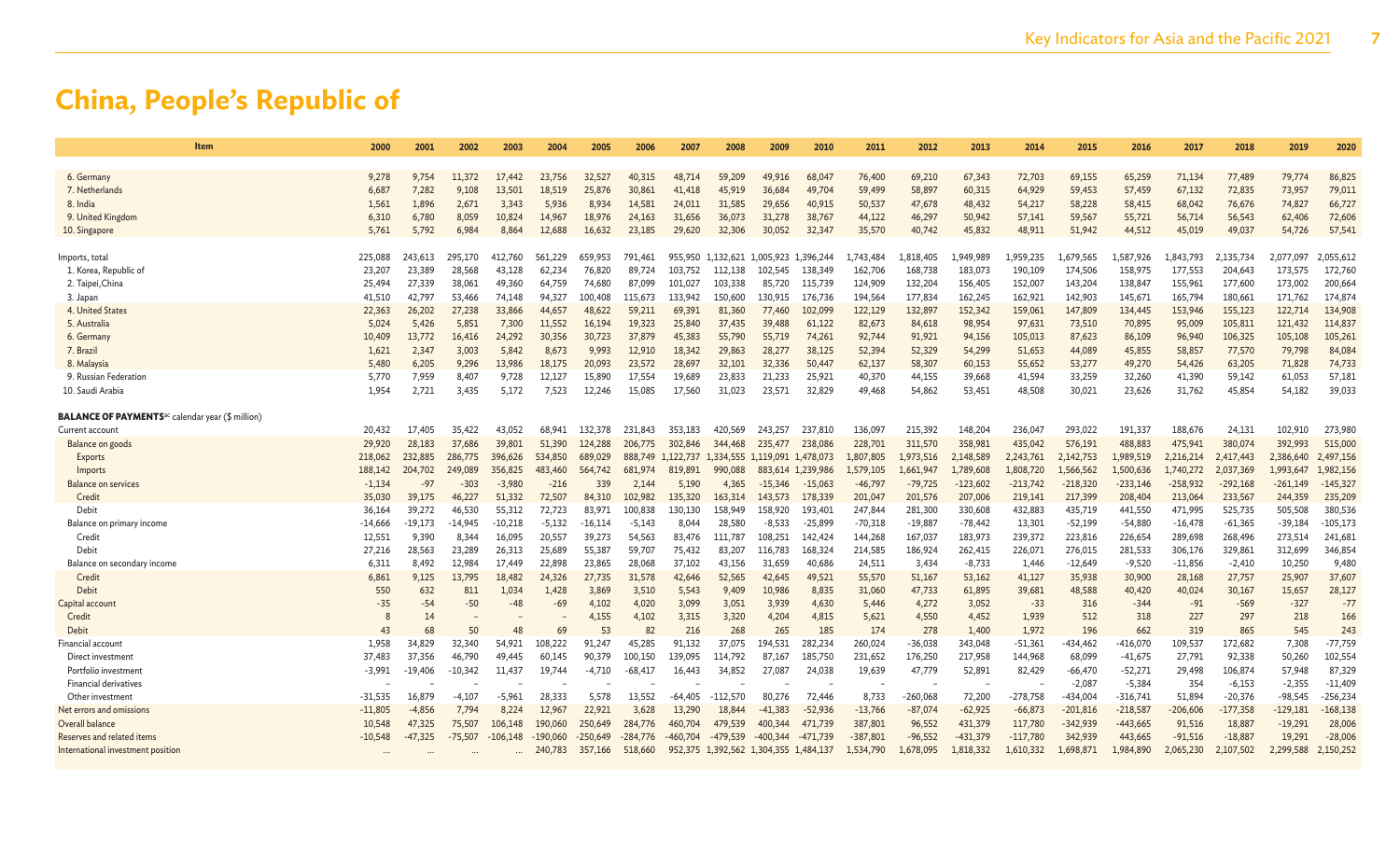# China, People's Republic of

| Item | 2000 | 2001 | 2002 | 2003 | 2004 | 2005 | 2006 | 2007 | 2008 | 2009 | 2010 | 2011 | 2012 | 2013 | 2014 | 2015 | 2016 | 2017 | 2018 | 2019 | 2020 |
|---|---|---|---|---|---|---|---|---|---|---|---|---|---|---|---|---|---|---|---|---|---|
| 6. Germany | 9,278 | 9,754 | 11,372 | 17,442 | 23,756 | 32,527 | 40,315 | 48,714 | 59,209 | 49,916 | 68,047 | 76,400 | 69,210 | 67,343 | 72,703 | 69,155 | 65,259 | 71,134 | 77,489 | 79,774 | 86,825 |
| 7. Netherlands | 6,687 | 7,282 | 9,108 | 13,501 | 18,519 | 25,876 | 30,861 | 41,418 | 45,919 | 36,684 | 49,704 | 59,499 | 58,897 | 60,315 | 64,929 | 59,453 | 57,459 | 67,132 | 72,835 | 73,957 | 79,011 |
| 8. India | 1,561 | 1,896 | 2,671 | 3,343 | 5,936 | 8,934 | 14,581 | 24,011 | 31,585 | 29,656 | 40,915 | 50,537 | 47,678 | 48,432 | 54,217 | 58,228 | 58,415 | 68,042 | 76,676 | 74,827 | 66,727 |
| 9. United Kingdom | 6,310 | 6,780 | 8,059 | 10,824 | 14,967 | 18,976 | 24,163 | 31,656 | 36,073 | 31,278 | 38,767 | 44,122 | 46,297 | 50,942 | 57,141 | 59,567 | 55,721 | 56,714 | 56,543 | 62,406 | 72,606 |
| 10. Singapore | 5,761 | 5,792 | 6,984 | 8,864 | 12,688 | 16,632 | 23,185 | 29,620 | 32,306 | 30,052 | 32,347 | 35,570 | 40,742 | 45,832 | 48,911 | 51,942 | 44,512 | 45,019 | 49,037 | 54,726 | 57,541 |
| | | | | | | | | | | | | | | | | | | | | | |
| Imports, total | 225,088 | 243,613 | 295,170 | 412,760 | 561,229 | 659,953 | 791,461 | 955,950 | 1,132,621 | 1,005,923 | 1,396,244 | 1,743,484 | 1,818,405 | 1,949,989 | 1,959,235 | 1,679,565 | 1,587,926 | 1,843,793 | 2,135,734 | 2,077,097 | 2,055,612 |
| 1. Korea, Republic of | 23,207 | 23,389 | 28,568 | 43,128 | 62,234 | 76,820 | 89,724 | 103,752 | 112,138 | 102,545 | 138,349 | 162,706 | 168,738 | 183,073 | 190,109 | 174,506 | 158,975 | 177,553 | 204,643 | 173,575 | 172,760 |
| 2. Taipei,China | 25,494 | 27,339 | 38,061 | 49,360 | 64,759 | 74,680 | 87,099 | 101,027 | 103,338 | 85,720 | 115,739 | 124,909 | 132,204 | 156,405 | 152,007 | 143,204 | 138,847 | 155,961 | 177,600 | 173,002 | 200,664 |
| 3. Japan | 41,510 | 42,797 | 53,466 | 74,148 | 94,327 | 100,408 | 115,673 | 133,942 | 150,600 | 130,915 | 176,736 | 194,564 | 177,834 | 162,245 | 162,921 | 142,903 | 145,671 | 165,794 | 180,661 | 171,762 | 174,874 |
| 4. United States | 22,363 | 26,202 | 27,238 | 33,866 | 44,657 | 48,622 | 59,211 | 69,391 | 81,360 | 77,460 | 102,099 | 122,129 | 132,897 | 152,342 | 159,061 | 147,809 | 134,445 | 153,946 | 155,123 | 122,714 | 134,908 |
| 5. Australia | 5,024 | 5,426 | 5,851 | 7,300 | 11,552 | 16,194 | 19,323 | 25,840 | 37,435 | 39,488 | 61,122 | 82,673 | 84,618 | 98,954 | 97,631 | 73,510 | 70,895 | 95,009 | 105,811 | 121,432 | 114,837 |
| 6. Germany | 10,409 | 13,772 | 16,416 | 24,292 | 30,356 | 30,723 | 37,879 | 45,383 | 55,790 | 55,719 | 74,261 | 92,744 | 91,921 | 94,156 | 105,013 | 87,623 | 86,109 | 96,940 | 106,325 | 105,108 | 105,261 |
| 7. Brazil | 1,621 | 2,347 | 3,003 | 5,842 | 8,673 | 9,993 | 12,910 | 18,342 | 29,863 | 28,277 | 38,125 | 52,394 | 52,329 | 54,299 | 51,653 | 44,089 | 45,855 | 58,857 | 77,570 | 79,798 | 84,084 |
| 8. Malaysia | 5,480 | 6,205 | 9,296 | 13,986 | 18,175 | 20,093 | 23,572 | 28,697 | 32,101 | 32,336 | 50,447 | 62,137 | 58,307 | 60,153 | 55,652 | 53,277 | 49,270 | 54,426 | 63,205 | 71,828 | 74,733 |
| 9. Russian Federation | 5,770 | 7,959 | 8,407 | 9,728 | 12,127 | 15,890 | 17,554 | 19,689 | 23,833 | 21,233 | 25,921 | 40,370 | 44,155 | 39,668 | 41,594 | 33,259 | 32,260 | 41,390 | 59,142 | 61,053 | 57,181 |
| 10. Saudi Arabia | 1,954 | 2,721 | 3,435 | 5,172 | 7,523 | 12,246 | 15,085 | 17,560 | 31,023 | 23,571 | 32,829 | 49,468 | 54,862 | 53,451 | 48,508 | 30,021 | 23,626 | 31,762 | 45,854 | 54,182 | 39,033 |
| | | | | | | | | | | | | | | | | | | | | | |
| **BALANCE OF PAYMENTS**[ac] **calendar year ($ million)** | | | | | | | | | | | | | | | | | | | | | |
| Current account | 20,432 | 17,405 | 35,422 | 43,052 | 68,941 | 132,378 | 231,843 | 353,183 | 420,569 | 243,257 | 237,810 | 136,097 | 215,392 | 148,204 | 236,047 | 293,022 | 191,337 | 188,676 | 24,131 | 102,910 | 273,980 |
| Balance on goods | 29,920 | 28,183 | 37,686 | 39,801 | 51,390 | 124,288 | 206,775 | 302,846 | 344,468 | 235,477 | 238,086 | 228,701 | 311,570 | 358,981 | 435,042 | 576,191 | 488,883 | 475,941 | 380,074 | 392,993 | 515,000 |
| Exports | 218,062 | 232,885 | 286,775 | 396,626 | 534,850 | 689,029 | 888,749 | 1,122,737 | 1,334,555 | 1,119,091 | 1,478,073 | 1,807,805 | 1,973,516 | 2,148,589 | 2,243,761 | 2,142,753 | 1,989,519 | 2,216,214 | 2,417,443 | 2,386,640 | 2,497,156 |
| Imports | 188,142 | 204,702 | 249,089 | 356,825 | 483,460 | 564,742 | 681,974 | 819,891 | 990,088 | 883,614 | 1,239,986 | 1,579,105 | 1,661,947 | 1,789,608 | 1,808,720 | 1,566,562 | 1,500,636 | 1,740,272 | 2,037,369 | 1,993,647 | 1,982,156 |
| Balance on services | -1,134 | -97 | -303 | -3,980 | -216 | 339 | 2,144 | 5,190 | 4,365 | -15,346 | -15,063 | -46,797 | -79,725 | -123,602 | -213,742 | -218,320 | -233,146 | -258,932 | -292,168 | -261,149 | -145,327 |
| Credit | 35,030 | 39,175 | 46,227 | 51,332 | 72,507 | 84,310 | 102,982 | 135,320 | 163,314 | 143,573 | 178,339 | 201,047 | 201,576 | 207,006 | 219,141 | 217,399 | 208,404 | 213,064 | 233,567 | 244,359 | 235,209 |
| Debit | 36,164 | 39,272 | 46,530 | 55,312 | 72,723 | 83,971 | 100,838 | 130,130 | 158,949 | 158,920 | 193,401 | 247,844 | 281,300 | 330,608 | 432,883 | 435,719 | 441,550 | 471,995 | 525,735 | 505,508 | 380,536 |
| Balance on primary income | -14,666 | -19,173 | -14,945 | -10,218 | -5,132 | -16,114 | -5,143 | 8,044 | 28,580 | -8,533 | -25,899 | -70,318 | -19,887 | -78,442 | 13,301 | -52,199 | -54,880 | -16,478 | -61,365 | -39,184 | -105,173 |
| Credit | 12,551 | 9,390 | 8,344 | 16,095 | 20,557 | 39,273 | 54,563 | 83,476 | 111,787 | 108,251 | 142,424 | 144,268 | 167,037 | 183,973 | 239,372 | 223,816 | 226,654 | 289,698 | 268,496 | 273,514 | 241,681 |
| Debit | 27,216 | 28,563 | 23,289 | 26,313 | 25,689 | 55,387 | 59,707 | 75,432 | 83,207 | 116,783 | 168,324 | 214,585 | 186,924 | 262,415 | 226,071 | 276,015 | 281,533 | 306,176 | 329,861 | 312,699 | 346,854 |
| Balance on secondary income | 6,311 | 8,492 | 12,984 | 17,449 | 22,898 | 23,865 | 28,068 | 37,102 | 43,156 | 31,659 | 40,686 | 24,511 | 3,434 | -8,733 | 1,446 | -12,649 | -9,520 | -11,856 | -2,410 | 10,250 | 9,480 |
| Credit | 6,861 | 9,125 | 13,795 | 18,482 | 24,326 | 27,735 | 31,578 | 42,646 | 52,565 | 42,645 | 49,521 | 55,570 | 51,167 | 53,162 | 41,127 | 35,938 | 30,900 | 28,168 | 27,757 | 25,907 | 37,607 |
| Debit | 550 | 632 | 811 | 1,034 | 1,428 | 3,869 | 3,510 | 5,543 | 9,409 | 10,986 | 8,835 | 31,060 | 47,733 | 61,895 | 39,681 | 48,588 | 40,420 | 40,024 | 30,167 | 15,657 | 28,127 |
| Capital account | -35 | -54 | -50 | -48 | -69 | 4,102 | 4,020 | 3,099 | 3,051 | 3,939 | 4,630 | 5,446 | 4,272 | 3,052 | -33 | 316 | -344 | -91 | -569 | -327 | -77 |
| Credit | 8 | 14 | – | – | – | 4,155 | 4,102 | 3,315 | 3,320 | 4,204 | 4,815 | 5,621 | 4,550 | 4,452 | 1,939 | 512 | 318 | 227 | 297 | 218 | 166 |
| Debit | 43 | 68 | 50 | 48 | 69 | 53 | 82 | 216 | 268 | 265 | 185 | 174 | 278 | 1,400 | 1,972 | 196 | 662 | 319 | 865 | 545 | 243 |
| Financial account | 1,958 | 34,829 | 32,340 | 54,921 | 108,222 | 91,247 | 45,285 | 91,132 | 37,075 | 194,531 | 282,234 | 260,024 | -36,038 | 343,048 | -51,361 | -434,462 | -416,070 | 109,537 | 172,682 | 7,308 | -77,759 |
| Direct investment | 37,483 | 37,356 | 46,790 | 49,445 | 60,145 | 90,379 | 100,150 | 139,095 | 114,792 | 87,167 | 185,750 | 231,652 | 176,250 | 217,958 | 144,968 | 68,099 | -41,675 | 27,791 | 92,338 | 50,260 | 102,554 |
| Portfolio investment | -3,991 | -19,406 | -10,342 | 11,437 | 19,744 | -4,710 | -68,417 | 16,443 | 34,852 | 27,087 | 24,038 | 19,639 | 47,779 | 52,891 | 82,429 | -66,470 | -52,271 | 29,498 | 106,874 | 57,948 | 87,329 |
| Financial derivatives | – | – | – | – | – | – | – | – | – | – | – | – | – | – | – | -2,087 | -5,384 | 354 | -6,153 | -2,355 | -11,409 |
| Other investment | -31,535 | 16,879 | -4,107 | -5,961 | 28,333 | 5,578 | 13,552 | -64,405 | -112,570 | 80,276 | 72,446 | 8,733 | -260,068 | 72,200 | -278,758 | -434,004 | -316,741 | 51,894 | -20,376 | -98,545 | -256,234 |
| Net errors and omissions | -11,805 | -4,856 | 7,794 | 8,224 | 12,967 | 22,921 | 3,628 | 13,290 | 18,844 | -41,383 | -52,936 | -13,766 | -87,074 | -62,925 | -66,873 | -201,816 | -218,587 | -206,606 | -177,358 | -129,181 | -168,138 |
| Overall balance | 10,548 | 47,325 | 75,507 | 106,148 | 190,060 | 250,649 | 284,776 | 460,704 | 479,539 | 400,344 | 471,739 | 387,801 | 96,552 | 431,379 | 117,780 | -342,939 | -443,665 | 91,516 | 18,887 | -19,291 | 28,006 |
| Reserves and related items | -10,548 | -47,325 | -75,507 | -106,148 | -190,060 | -250,649 | -284,776 | -460,704 | -479,539 | -400,344 | -471,739 | -387,801 | -96,552 | -431,379 | -117,780 | 342,939 | 443,665 | -91,516 | -18,887 | 19,291 | -28,006 |
| International investment position | ... | ... | ... | ... | 240,783 | 357,166 | 518,660 | 952,375 | 1,392,562 | 1,304,355 | 1,484,137 | 1,534,790 | 1,678,095 | 1,818,332 | 1,610,332 | 1,698,871 | 1,984,890 | 2,065,230 | 2,107,502 | 2,299,588 | 2,150,252 |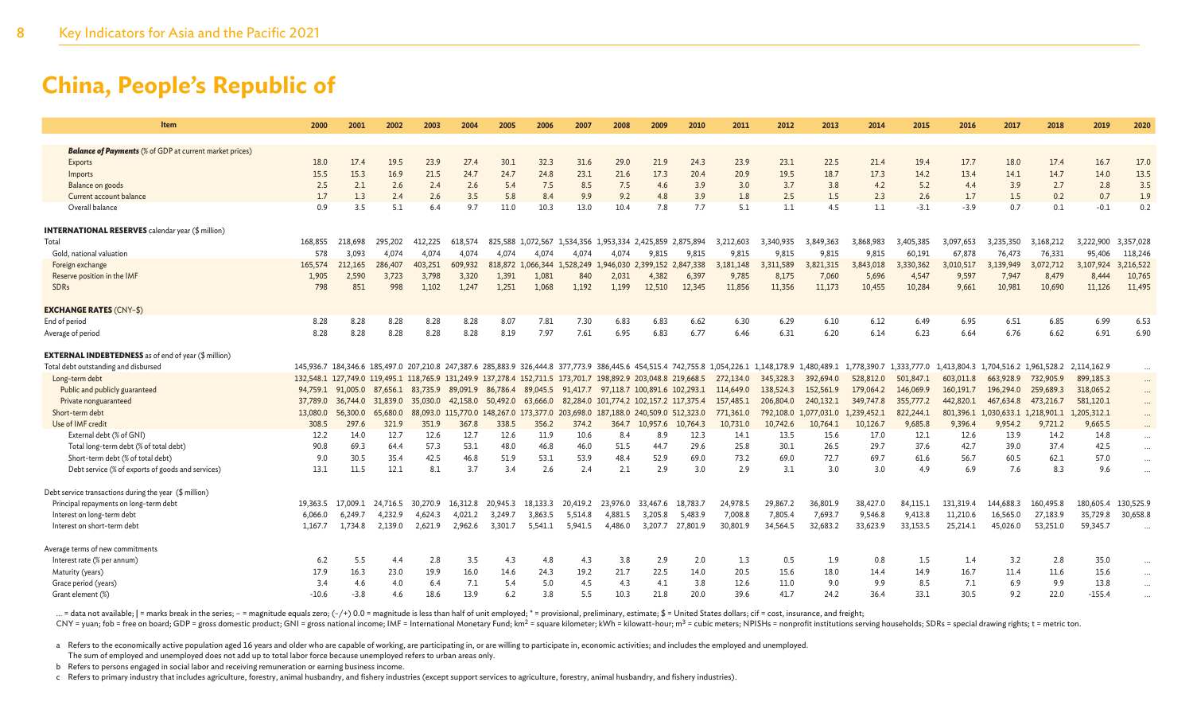# China, People's Republic of

| Item | 2000 | 2001 | 2002 | 2003 | 2004 | 2005 | 2006 | 2007 | 2008 | 2009 | 2010 | 2011 | 2012 | 2013 | 2014 | 2015 | 2016 | 2017 | 2018 | 2019 | 2020 |
|---|---|---|---|---|---|---|---|---|---|---|---|---|---|---|---|---|---|---|---|---|---|
| ***Balance of Payments*** (% of GDP at current market prices) | | | | | | | | | | | | | | | | | | | | | |
| Exports | 18.0 | 17.4 | 19.5 | 23.9 | 27.4 | 30.1 | 32.3 | 31.6 | 29.0 | 21.9 | 24.3 | 23.9 | 23.1 | 22.5 | 21.4 | 19.4 | 17.7 | 18.0 | 17.4 | 16.7 | 17.0 |
| Imports | 15.5 | 15.3 | 16.9 | 21.5 | 24.7 | 24.7 | 24.8 | 23.1 | 21.6 | 17.3 | 20.4 | 20.9 | 19.5 | 18.7 | 17.3 | 14.2 | 13.4 | 14.1 | 14.7 | 14.0 | 13.5 |
| Balance on goods | 2.5 | 2.1 | 2.6 | 2.4 | 2.6 | 5.4 | 7.5 | 8.5 | 7.5 | 4.6 | 3.9 | 3.0 | 3.7 | 3.8 | 4.2 | 5.2 | 4.4 | 3.9 | 2.7 | 2.8 | 3.5 |
| Current account balance | 1.7 | 1.3 | 2.4 | 2.6 | 3.5 | 5.8 | 8.4 | 9.9 | 9.2 | 4.8 | 3.9 | 1.8 | 2.5 | 1.5 | 2.3 | 2.6 | 1.7 | 1.5 | 0.2 | 0.7 | 1.9 |
| Overall balance | 0.9 | 3.5 | 5.1 | 6.4 | 9.7 | 11.0 | 10.3 | 13.0 | 10.4 | 7.8 | 7.7 | 5.1 | 1.1 | 4.5 | 1.1 | -3.1 | -3.9 | 0.7 | 0.1 | -0.1 | 0.2 |
| **INTERNATIONAL RESERVES** calendar year ($ million) | | | | | | | | | | | | | | | | | | | | | |
| Total | 168,855 | 218,698 | 295,202 | 412,225 | 618,574 | 825,588 | 1,072,567 | 1,534,356 | 1,953,334 | 2,425,859 | 2,875,894 | 3,212,603 | 3,340,935 | 3,849,363 | 3,868,983 | 3,405,385 | 3,097,653 | 3,235,350 | 3,168,212 | 3,222,900 | 3,357,028 |
| Gold, national valuation | 578 | 3,093 | 4,074 | 4,074 | 4,074 | 4,074 | 4,074 | 4,074 | 4,074 | 9,815 | 9,815 | 9,815 | 9,815 | 9,815 | 9,815 | 60,191 | 67,878 | 76,473 | 76,331 | 95,406 | 118,246 |
| Foreign exchange | 165,574 | 212,165 | 286,407 | 403,251 | 609,932 | 818,872 | 1,066,344 | 1,528,249 | 1,946,030 | 2,399,152 | 2,847,338 | 3,181,148 | 3,311,589 | 3,821,315 | 3,843,018 | 3,330,362 | 3,010,517 | 3,139,949 | 3,072,712 | 3,107,924 | 3,216,522 |
| Reserve position in the IMF | 1,905 | 2,590 | 3,723 | 3,798 | 3,320 | 1,391 | 1,081 | 840 | 2,031 | 4,382 | 6,397 | 9,785 | 8,175 | 7,060 | 5,696 | 4,547 | 9,597 | 7,947 | 8,479 | 8,444 | 10,765 |
| SDRs | 798 | 851 | 998 | 1,102 | 1,247 | 1,251 | 1,068 | 1,192 | 1,199 | 12,510 | 12,345 | 11,856 | 11,356 | 11,173 | 10,455 | 10,284 | 9,661 | 10,981 | 10,690 | 11,126 | 11,495 |
| **EXCHANGE RATES** (CNY–$) | | | | | | | | | | | | | | | | | | | | | |
| End of period | 8.28 | 8.28 | 8.28 | 8.28 | 8.28 | 8.07 | 7.81 | 7.30 | 6.83 | 6.83 | 6.62 | 6.30 | 6.29 | 6.10 | 6.12 | 6.49 | 6.95 | 6.51 | 6.85 | 6.99 | 6.53 |
| Average of period | 8.28 | 8.28 | 8.28 | 8.28 | 8.28 | 8.19 | 7.97 | 7.61 | 6.95 | 6.83 | 6.77 | 6.46 | 6.31 | 6.20 | 6.14 | 6.23 | 6.64 | 6.76 | 6.62 | 6.91 | 6.90 |
| **EXTERNAL INDEBTEDNESS** as of end of year ($ million) | | | | | | | | | | | | | | | | | | | | | |
| Total debt outstanding and disbursed | 145,936.7 | 184,346.6 | 185,497.0 | 207,210.8 | 247,387.6 | 285,883.9 | 326,444.8 | 377,773.9 | 386,445.6 | 454,515.4 | 742,755.8 | 1,054,226.1 | 1,148,178.9 | 1,480,489.1 | 1,778,390.7 | 1,333,777.0 | 1,413,804.3 | 1,704,516.2 | 1,961,528.2 | 2,114,162.9 | ... |
| Long-term debt | 132,548.1 | 127,749.0 | 119,495.1 | 118,765.9 | 131,249.9 | 137,278.4 | 152,711.5 | 173,701.7 | 198,892.9 | 203,048.8 | 219,668.5 | 272,134.0 | 345,328.3 | 392,694.0 | 528,812.0 | 501,847.1 | 603,011.8 | 663,928.9 | 732,905.9 | 899,185.3 | ... |
| Public and publicly guaranteed | 94,759.1 | 91,005.0 | 87,656.1 | 83,735.9 | 89,091.9 | 86,786.4 | 89,045.5 | 91,417.7 | 97,118.7 | 100,891.6 | 102,293.1 | 114,649.0 | 138,524.3 | 152,561.9 | 179,064.2 | 146,069.9 | 160,191.7 | 196,294.0 | 259,689.3 | 318,065.2 | ... |
| Private nonguaranteed | 37,789.0 | 36,744.0 | 31,839.0 | 35,030.0 | 42,158.0 | 50,492.0 | 63,666.0 | 82,284.0 | 101,774.2 | 102,157.2 | 117,375.4 | 157,485.1 | 206,804.0 | 240,132.1 | 349,747.8 | 355,777.2 | 442,820.1 | 467,634.8 | 473,216.7 | 581,120.1 | ... |
| Short-term debt | 13,080.0 | 56,300.0 | 65,680.0 | 88,093.0 | 115,770.0 | 148,267.0 | 173,377.0 | 203,698.0 | 187,188.0 | 240,509.0 | 512,323.0 | 771,361.0 | 792,108.0 | 1,077,031.0 | 1,239,452.1 | 822,244.1 | 801,396.1 | 1,030,633.1 | 1,218,901.1 | 1,205,312.1 | ... |
| Use of IMF credit | 308.5 | 297.6 | 321.9 | 351.9 | 367.8 | 338.5 | 356.2 | 374.2 | 364.7 | 10,957.6 | 10,764.3 | 10,731.0 | 10,742.6 | 10,764.1 | 10,126.7 | 9,685.8 | 9,396.4 | 9,954.2 | 9,721.2 | 9,665.5 | ... |
| External debt (% of GNI) | 12.2 | 14.0 | 12.7 | 12.6 | 12.7 | 12.6 | 11.9 | 10.6 | 8.4 | 8.9 | 12.3 | 14.1 | 13.5 | 15.6 | 17.0 | 12.1 | 12.6 | 13.9 | 14.2 | 14.8 | ... |
| Total long-term debt (% of total debt) | 90.8 | 69.3 | 64.4 | 57.3 | 53.1 | 48.0 | 46.8 | 46.0 | 51.5 | 44.7 | 29.6 | 25.8 | 30.1 | 26.5 | 29.7 | 37.6 | 42.7 | 39.0 | 37.4 | 42.5 | ... |
| Short-term debt (% of total debt) | 9.0 | 30.5 | 35.4 | 42.5 | 46.8 | 51.9 | 53.1 | 53.9 | 48.4 | 52.9 | 69.0 | 73.2 | 69.0 | 72.7 | 69.7 | 61.6 | 56.7 | 60.5 | 62.1 | 57.0 | ... |
| Debt service (% of exports of goods and services) | 13.1 | 11.5 | 12.1 | 8.1 | 3.7 | 3.4 | 2.6 | 2.4 | 2.1 | 2.9 | 3.0 | 2.9 | 3.1 | 3.0 | 3.0 | 4.9 | 6.9 | 7.6 | 8.3 | 9.6 | ... |
| Debt service transactions during the year ($ million) | | | | | | | | | | | | | | | | | | | | | |
| Principal repayments on long-term debt | 19,363.5 | 17,009.1 | 24,716.5 | 30,270.9 | 16,312.8 | 20,945.3 | 18,133.3 | 20,419.2 | 23,976.0 | 33,467.6 | 18,783.7 | 24,978.5 | 29,867.2 | 36,801.9 | 38,427.0 | 84,115.1 | 131,319.4 | 144,688.3 | 160,495.8 | 180,605.4 | 130,525.9 |
| Interest on long-term debt | 6,066.0 | 6,249.7 | 4,232.9 | 4,624.3 | 4,021.2 | 3,249.7 | 3,863.5 | 5,514.8 | 4,881.5 | 3,205.8 | 5,483.9 | 7,008.8 | 7,805.4 | 7,693.7 | 9,546.8 | 9,413.8 | 11,210.6 | 16,565.0 | 27,183.9 | 35,729.8 | 30,658.8 |
| Interest on short-term debt | 1,167.7 | 1,734.8 | 2,139.0 | 2,621.9 | 2,962.6 | 3,301.7 | 5,541.1 | 5,941.5 | 4,486.0 | 3,207.7 | 27,801.9 | 30,801.9 | 34,564.5 | 32,683.2 | 33,623.9 | 33,153.5 | 25,214.1 | 45,026.0 | 53,251.0 | 59,345.7 | ... |
| Average terms of new commitments | | | | | | | | | | | | | | | | | | | | | |
| Interest rate (% per annum) | 6.2 | 5.5 | 4.4 | 2.8 | 3.5 | 4.3 | 4.8 | 4.3 | 3.8 | 2.9 | 2.0 | 1.3 | 0.5 | 1.9 | 0.8 | 1.5 | 1.4 | 3.2 | 2.8 | 35.0 | ... |
| Maturity (years) | 17.9 | 16.3 | 23.0 | 19.9 | 16.0 | 14.6 | 24.3 | 19.2 | 21.7 | 22.5 | 14.0 | 20.5 | 15.6 | 18.0 | 14.4 | 14.9 | 16.7 | 11.4 | 11.6 | 15.6 | ... |
| Grace period (years) | 3.4 | 4.6 | 4.0 | 6.4 | 7.1 | 5.4 | 5.0 | 4.5 | 4.3 | 4.1 | 3.8 | 12.6 | 11.0 | 9.0 | 9.9 | 8.5 | 7.1 | 6.9 | 9.9 | 13.8 | ... |
| Grant element (%) | -10.6 | -3.8 | 4.6 | 18.6 | 13.9 | 6.2 | 3.8 | 5.5 | 10.3 | 21.8 | 20.0 | 39.6 | 41.7 | 24.2 | 36.4 | 33.1 | 30.5 | 9.2 | 22.0 | -155.4 | ... |

... = data not available; | = marks break in the series; – = magnitude equals zero; (-/+) 0.0 = magnitude is less than half of unit employed; * = provisional, preliminary, estimate; $ = United States dollars; cif = cost, insurance, and freight;
CNY = yuan; fob = free on board; GDP = gross domestic product; GNI = gross national income; IMF = International Monetary Fund; $km^2$ = square kilometer; kWh = kilowatt-hour; $m^3$ = cubic meters; NPISHs = nonprofit institutions serving households; SDRs = special drawing rights; t = metric ton.

a Refers to the economically active population aged 16 years and older who are capable of working, are participating in, or are willing to participate in, economic activities; and includes the employed and unemployed.
The sum of employed and unemployed does not add up to total labor force because unemployed refers to urban areas only.

b Refers to persons engaged in social labor and receiving remuneration or earning business income.

c Refers to primary industry that includes agriculture, forestry, animal husbandry, and fishery industries (except support services to agriculture, forestry, animal husbandry, and fishery industries).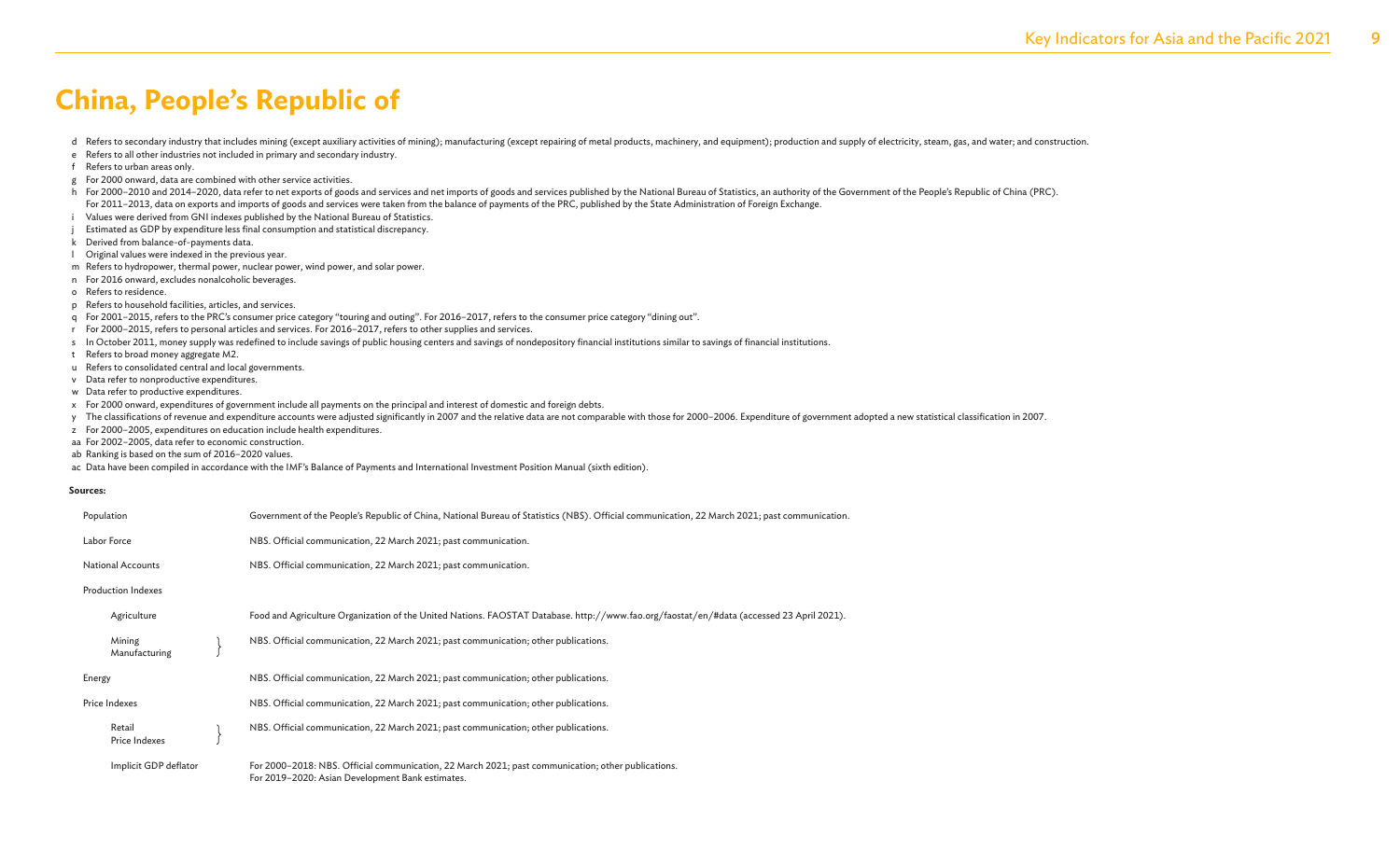# China, People's Republic of

d Refers to secondary industry that includes mining (except auxiliary activities of mining); manufacturing (except repairing of metal products, machinery, and equipment); production and supply of electricity, steam, gas, and water; and construction.
e Refers to all other industries not included in primary and secondary industry.
f Refers to urban areas only.
g For 2000 onward, data are combined with other service activities.
h For 2000–2010 and 2014–2020, data refer to net exports of goods and services and net imports of goods and services published by the National Bureau of Statistics, an authority of the Government of the People's Republic of China (PRC). For 2011–2013, data on exports and imports of goods and services were taken from the balance of payments of the PRC, published by the State Administration of Foreign Exchange.
i Values were derived from GNI indexes published by the National Bureau of Statistics.
j Estimated as GDP by expenditure less final consumption and statistical discrepancy.
k Derived from balance-of-payments data.
l Original values were indexed in the previous year.
m Refers to hydropower, thermal power, nuclear power, wind power, and solar power.
n For 2016 onward, excludes nonalcoholic beverages.
o Refers to residence.
p Refers to household facilities, articles, and services.
q For 2001–2015, refers to the PRC's consumer price category "touring and outing". For 2016–2017, refers to the consumer price category "dining out".
r For 2000–2015, refers to personal articles and services. For 2016–2017, refers to other supplies and services.
s In October 2011, money supply was redefined to include savings of public housing centers and savings of nondepository financial institutions similar to savings of financial institutions.
t Refers to broad money aggregate M2.
u Refers to consolidated central and local governments.
v Data refer to nonproductive expenditures.
w Data refer to productive expenditures.
x For 2000 onward, expenditures of government include all payments on the principal and interest of domestic and foreign debts.
y The classifications of revenue and expenditure accounts were adjusted significantly in 2007 and the relative data are not comparable with those for 2000–2006. Expenditure of government adopted a new statistical classification in 2007.
z For 2000–2005, expenditures on education include health expenditures.
aa For 2002–2005, data refer to economic construction.
ab Ranking is based on the sum of 2016–2020 values.
ac Data have been compiled in accordance with the IMF's Balance of Payments and International Investment Position Manual (sixth edition).

**Sources:**

| | |
|---|---|
| Population | Government of the People's Republic of China, National Bureau of Statistics (NBS). Official communication, 22 March 2021; past communication. |
| Labor Force | NBS. Official communication, 22 March 2021; past communication. |
| National Accounts | NBS. Official communication, 22 March 2021; past communication. |
| Production Indexes | |
| Agriculture | Food and Agriculture Organization of the United Nations. FAOSTAT Database. http://www.fao.org/faostat/en/#data (accessed 23 April 2021). |
| Mining<br>Manufacturing | NBS. Official communication, 22 March 2021; past communication; other publications. |
| Energy | NBS. Official communication, 22 March 2021; past communication; other publications. |
| Price Indexes | NBS. Official communication, 22 March 2021; past communication; other publications. |
| Retail<br>Price Indexes | NBS. Official communication, 22 March 2021; past communication; other publications. |
| Implicit GDP deflator | For 2000–2018: NBS. Official communication, 22 March 2021; past communication; other publications.<br>For 2019–2020: Asian Development Bank estimates. |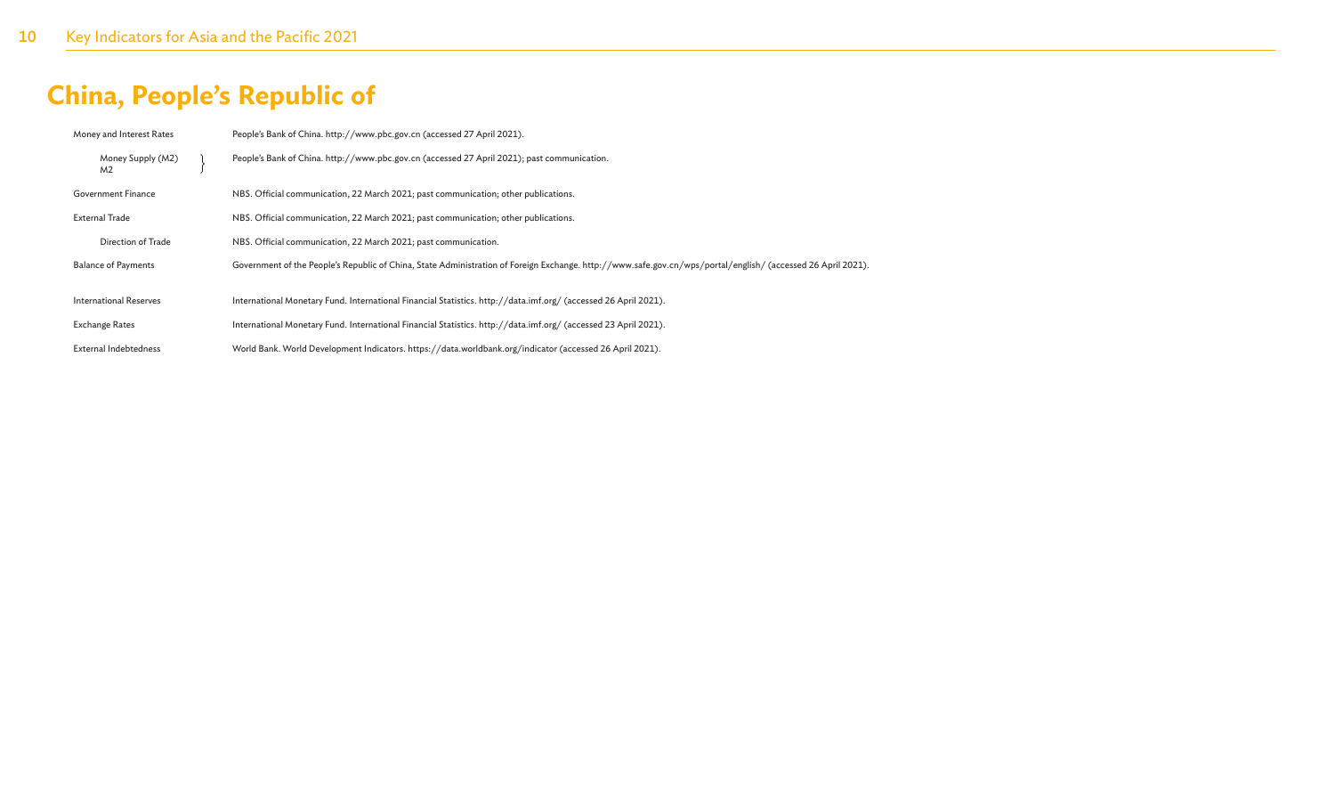# China, People's Republic of

| | |
|---|---|
| Money and Interest Rates | People's Bank of China. http://www.pbc.gov.cn (accessed 27 April 2021). |
| Money Supply (M2) M2 | People's Bank of China. http://www.pbc.gov.cn (accessed 27 April 2021); past communication. |
| Government Finance | NBS. Official communication, 22 March 2021; past communication; other publications. |
| External Trade | NBS. Official communication, 22 March 2021; past communication; other publications. |
| Direction of Trade | NBS. Official communication, 22 March 2021; past communication. |
| Balance of Payments | Government of the People's Republic of China, State Administration of Foreign Exchange. http://www.safe.gov.cn/wps/portal/english/ (accessed 26 April 2021). |
| International Reserves | International Monetary Fund. International Financial Statistics. http://data.imf.org/ (accessed 26 April 2021). |
| Exchange Rates | International Monetary Fund. International Financial Statistics. http://data.imf.org/ (accessed 23 April 2021). |
| External Indebtedness | World Bank. World Development Indicators. https://data.worldbank.org/indicator (accessed 26 April 2021). |